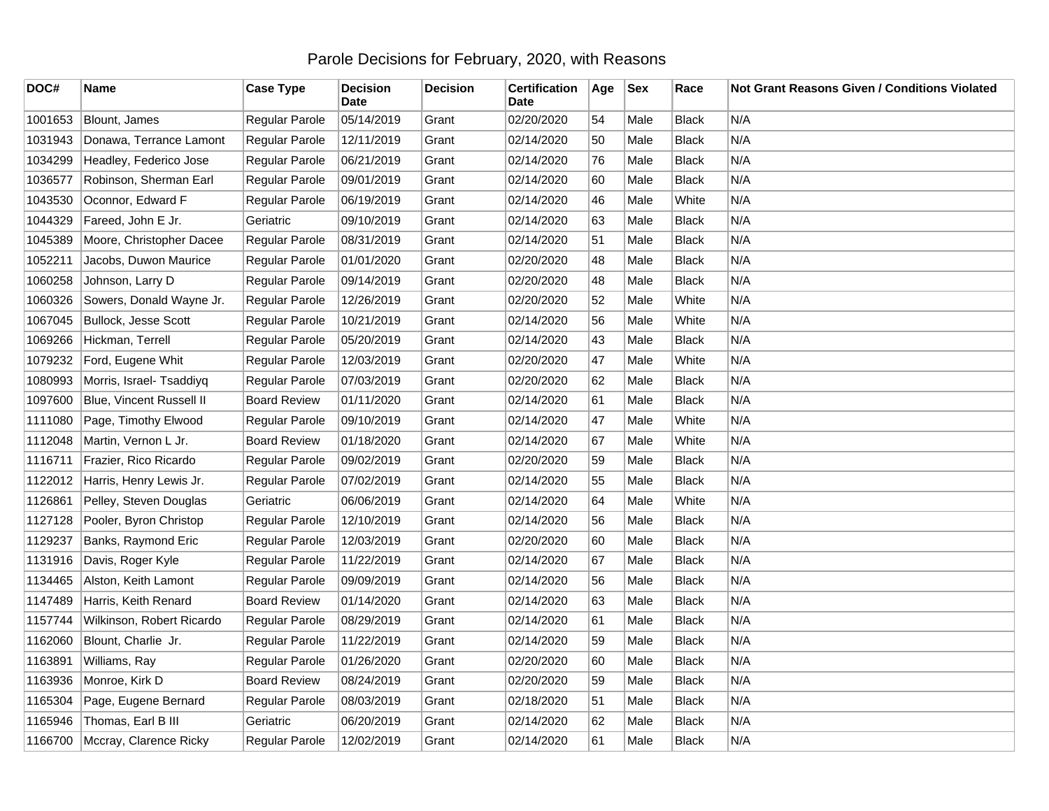# Parole Decisions for February, 2020, with Reasons

| DOC# | Name | Case Type | Decision Date | Decision | Certification Date | Age | Sex | Race | Not Grant Reasons Given / Conditions Violated |
|---|---|---|---|---|---|---|---|---|---|
| 1001653 | Blount, James | Regular Parole | 05/14/2019 | Grant | 02/20/2020 | 54 | Male | Black | N/A |
| 1031943 | Donawa, Terrance Lamont | Regular Parole | 12/11/2019 | Grant | 02/14/2020 | 50 | Male | Black | N/A |
| 1034299 | Headley, Federico Jose | Regular Parole | 06/21/2019 | Grant | 02/14/2020 | 76 | Male | Black | N/A |
| 1036577 | Robinson, Sherman Earl | Regular Parole | 09/01/2019 | Grant | 02/14/2020 | 60 | Male | Black | N/A |
| 1043530 | Oconnor, Edward F | Regular Parole | 06/19/2019 | Grant | 02/14/2020 | 46 | Male | White | N/A |
| 1044329 | Fareed, John E Jr. | Geriatric | 09/10/2019 | Grant | 02/14/2020 | 63 | Male | Black | N/A |
| 1045389 | Moore, Christopher Dacee | Regular Parole | 08/31/2019 | Grant | 02/14/2020 | 51 | Male | Black | N/A |
| 1052211 | Jacobs, Duwon Maurice | Regular Parole | 01/01/2020 | Grant | 02/20/2020 | 48 | Male | Black | N/A |
| 1060258 | Johnson, Larry D | Regular Parole | 09/14/2019 | Grant | 02/20/2020 | 48 | Male | Black | N/A |
| 1060326 | Sowers, Donald Wayne Jr. | Regular Parole | 12/26/2019 | Grant | 02/20/2020 | 52 | Male | White | N/A |
| 1067045 | Bullock, Jesse Scott | Regular Parole | 10/21/2019 | Grant | 02/14/2020 | 56 | Male | White | N/A |
| 1069266 | Hickman, Terrell | Regular Parole | 05/20/2019 | Grant | 02/14/2020 | 43 | Male | Black | N/A |
| 1079232 | Ford, Eugene Whit | Regular Parole | 12/03/2019 | Grant | 02/20/2020 | 47 | Male | White | N/A |
| 1080993 | Morris, Israel- Tsaddiyq | Regular Parole | 07/03/2019 | Grant | 02/20/2020 | 62 | Male | Black | N/A |
| 1097600 | Blue, Vincent Russell II | Board Review | 01/11/2020 | Grant | 02/14/2020 | 61 | Male | Black | N/A |
| 1111080 | Page, Timothy Elwood | Regular Parole | 09/10/2019 | Grant | 02/14/2020 | 47 | Male | White | N/A |
| 1112048 | Martin, Vernon L Jr. | Board Review | 01/18/2020 | Grant | 02/14/2020 | 67 | Male | White | N/A |
| 1116711 | Frazier, Rico Ricardo | Regular Parole | 09/02/2019 | Grant | 02/20/2020 | 59 | Male | Black | N/A |
| 1122012 | Harris, Henry Lewis Jr. | Regular Parole | 07/02/2019 | Grant | 02/14/2020 | 55 | Male | Black | N/A |
| 1126861 | Pelley, Steven Douglas | Geriatric | 06/06/2019 | Grant | 02/14/2020 | 64 | Male | White | N/A |
| 1127128 | Pooler, Byron Christop | Regular Parole | 12/10/2019 | Grant | 02/14/2020 | 56 | Male | Black | N/A |
| 1129237 | Banks, Raymond Eric | Regular Parole | 12/03/2019 | Grant | 02/20/2020 | 60 | Male | Black | N/A |
| 1131916 | Davis, Roger Kyle | Regular Parole | 11/22/2019 | Grant | 02/14/2020 | 67 | Male | Black | N/A |
| 1134465 | Alston, Keith Lamont | Regular Parole | 09/09/2019 | Grant | 02/14/2020 | 56 | Male | Black | N/A |
| 1147489 | Harris, Keith Renard | Board Review | 01/14/2020 | Grant | 02/14/2020 | 63 | Male | Black | N/A |
| 1157744 | Wilkinson, Robert Ricardo | Regular Parole | 08/29/2019 | Grant | 02/14/2020 | 61 | Male | Black | N/A |
| 1162060 | Blount, Charlie Jr. | Regular Parole | 11/22/2019 | Grant | 02/14/2020 | 59 | Male | Black | N/A |
| 1163891 | Williams, Ray | Regular Parole | 01/26/2020 | Grant | 02/20/2020 | 60 | Male | Black | N/A |
| 1163936 | Monroe, Kirk D | Board Review | 08/24/2019 | Grant | 02/20/2020 | 59 | Male | Black | N/A |
| 1165304 | Page, Eugene Bernard | Regular Parole | 08/03/2019 | Grant | 02/18/2020 | 51 | Male | Black | N/A |
| 1165946 | Thomas, Earl B III | Geriatric | 06/20/2019 | Grant | 02/14/2020 | 62 | Male | Black | N/A |
| 1166700 | Mccray, Clarence Ricky | Regular Parole | 12/02/2019 | Grant | 02/14/2020 | 61 | Male | Black | N/A |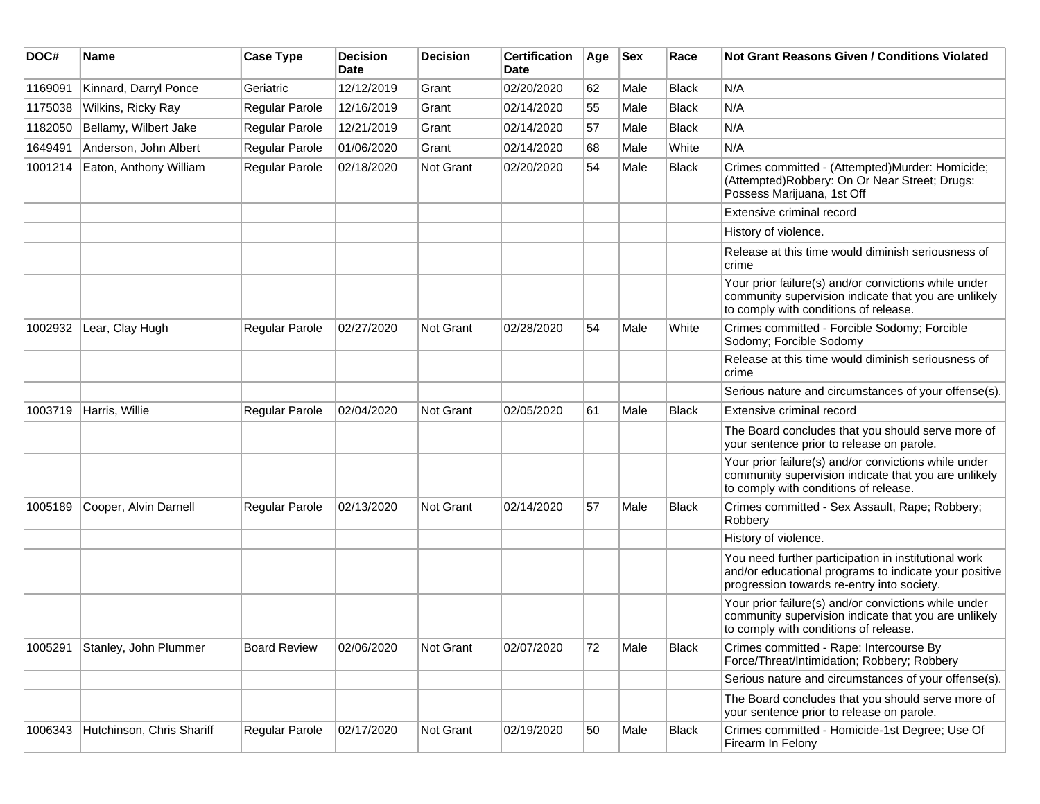| DOC# | Name | Case Type | Decision Date | Decision | Certification Date | Age | Sex | Race | Not Grant Reasons Given / Conditions Violated |
|---|---|---|---|---|---|---|---|---|---|
| 1169091 | Kinnard, Darryl Ponce | Geriatric | 12/12/2019 | Grant | 02/20/2020 | 62 | Male | Black | N/A |
| 1175038 | Wilkins, Ricky Ray | Regular Parole | 12/16/2019 | Grant | 02/14/2020 | 55 | Male | Black | N/A |
| 1182050 | Bellamy, Wilbert Jake | Regular Parole | 12/21/2019 | Grant | 02/14/2020 | 57 | Male | Black | N/A |
| 1649491 | Anderson, John Albert | Regular Parole | 01/06/2020 | Grant | 02/14/2020 | 68 | Male | White | N/A |
| 1001214 | Eaton, Anthony William | Regular Parole | 02/18/2020 | Not Grant | 02/20/2020 | 54 | Male | Black | Crimes committed - (Attempted)Murder: Homicide; (Attempted)Robbery: On Or Near Street; Drugs: Possess Marijuana, 1st Off |
| | | | | | | | | | Extensive criminal record |
| | | | | | | | | | History of violence. |
| | | | | | | | | | Release at this time would diminish seriousness of crime |
| | | | | | | | | | Your prior failure(s) and/or convictions while under community supervision indicate that you are unlikely to comply with conditions of release. |
| 1002932 | Lear, Clay Hugh | Regular Parole | 02/27/2020 | Not Grant | 02/28/2020 | 54 | Male | White | Crimes committed - Forcible Sodomy; Forcible Sodomy; Forcible Sodomy |
| | | | | | | | | | Release at this time would diminish seriousness of crime |
| | | | | | | | | | Serious nature and circumstances of your offense(s). |
| 1003719 | Harris, Willie | Regular Parole | 02/04/2020 | Not Grant | 02/05/2020 | 61 | Male | Black | Extensive criminal record |
| | | | | | | | | | The Board concludes that you should serve more of your sentence prior to release on parole. |
| | | | | | | | | | Your prior failure(s) and/or convictions while under community supervision indicate that you are unlikely to comply with conditions of release. |
| 1005189 | Cooper, Alvin Darnell | Regular Parole | 02/13/2020 | Not Grant | 02/14/2020 | 57 | Male | Black | Crimes committed - Sex Assault, Rape; Robbery; Robbery |
| | | | | | | | | | History of violence. |
| | | | | | | | | | You need further participation in institutional work and/or educational programs to indicate your positive progression towards re-entry into society. |
| | | | | | | | | | Your prior failure(s) and/or convictions while under community supervision indicate that you are unlikely to comply with conditions of release. |
| 1005291 | Stanley, John Plummer | Board Review | 02/06/2020 | Not Grant | 02/07/2020 | 72 | Male | Black | Crimes committed - Rape: Intercourse By Force/Threat/Intimidation; Robbery; Robbery |
| | | | | | | | | | Serious nature and circumstances of your offense(s). |
| | | | | | | | | | The Board concludes that you should serve more of your sentence prior to release on parole. |
| 1006343 | Hutchinson, Chris Shariff | Regular Parole | 02/17/2020 | Not Grant | 02/19/2020 | 50 | Male | Black | Crimes committed - Homicide-1st Degree; Use Of Firearm In Felony |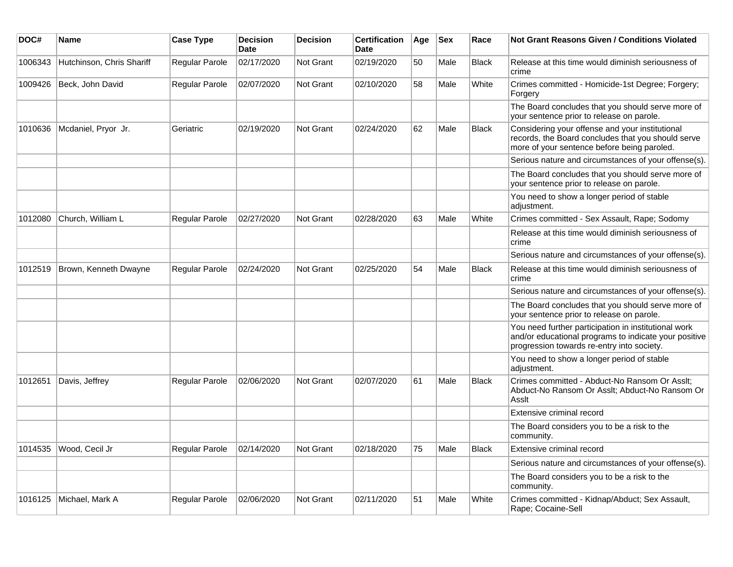| DOC# | Name | Case Type | Decision Date | Decision | Certification Date | Age | Sex | Race | Not Grant Reasons Given / Conditions Violated |
|---|---|---|---|---|---|---|---|---|---|
| 1006343 | Hutchinson, Chris Shariff | Regular Parole | 02/17/2020 | Not Grant | 02/19/2020 | 50 | Male | Black | Release at this time would diminish seriousness of crime |
| 1009426 | Beck, John David | Regular Parole | 02/07/2020 | Not Grant | 02/10/2020 | 58 | Male | White | Crimes committed - Homicide-1st Degree; Forgery; Forgery |
| | | | | | | | | | The Board concludes that you should serve more of your sentence prior to release on parole. |
| 1010636 | Mcdaniel, Pryor Jr. | Geriatric | 02/19/2020 | Not Grant | 02/24/2020 | 62 | Male | Black | Considering your offense and your institutional records, the Board concludes that you should serve more of your sentence before being paroled. |
| | | | | | | | | | Serious nature and circumstances of your offense(s). |
| | | | | | | | | | The Board concludes that you should serve more of your sentence prior to release on parole. |
| | | | | | | | | | You need to show a longer period of stable adjustment. |
| 1012080 | Church, William L | Regular Parole | 02/27/2020 | Not Grant | 02/28/2020 | 63 | Male | White | Crimes committed - Sex Assault, Rape; Sodomy |
| | | | | | | | | | Release at this time would diminish seriousness of crime |
| | | | | | | | | | Serious nature and circumstances of your offense(s). |
| 1012519 | Brown, Kenneth Dwayne | Regular Parole | 02/24/2020 | Not Grant | 02/25/2020 | 54 | Male | Black | Release at this time would diminish seriousness of crime |
| | | | | | | | | | Serious nature and circumstances of your offense(s). |
| | | | | | | | | | The Board concludes that you should serve more of your sentence prior to release on parole. |
| | | | | | | | | | You need further participation in institutional work and/or educational programs to indicate your positive progression towards re-entry into society. |
| | | | | | | | | | You need to show a longer period of stable adjustment. |
| 1012651 | Davis, Jeffrey | Regular Parole | 02/06/2020 | Not Grant | 02/07/2020 | 61 | Male | Black | Crimes committed - Abduct-No Ransom Or Asslt; Abduct-No Ransom Or Asslt; Abduct-No Ransom Or Asslt |
| | | | | | | | | | Extensive criminal record |
| | | | | | | | | | The Board considers you to be a risk to the community. |
| 1014535 | Wood, Cecil Jr | Regular Parole | 02/14/2020 | Not Grant | 02/18/2020 | 75 | Male | Black | Extensive criminal record |
| | | | | | | | | | Serious nature and circumstances of your offense(s). |
| | | | | | | | | | The Board considers you to be a risk to the community. |
| 1016125 | Michael, Mark A | Regular Parole | 02/06/2020 | Not Grant | 02/11/2020 | 51 | Male | White | Crimes committed - Kidnap/Abduct; Sex Assault, Rape; Cocaine-Sell |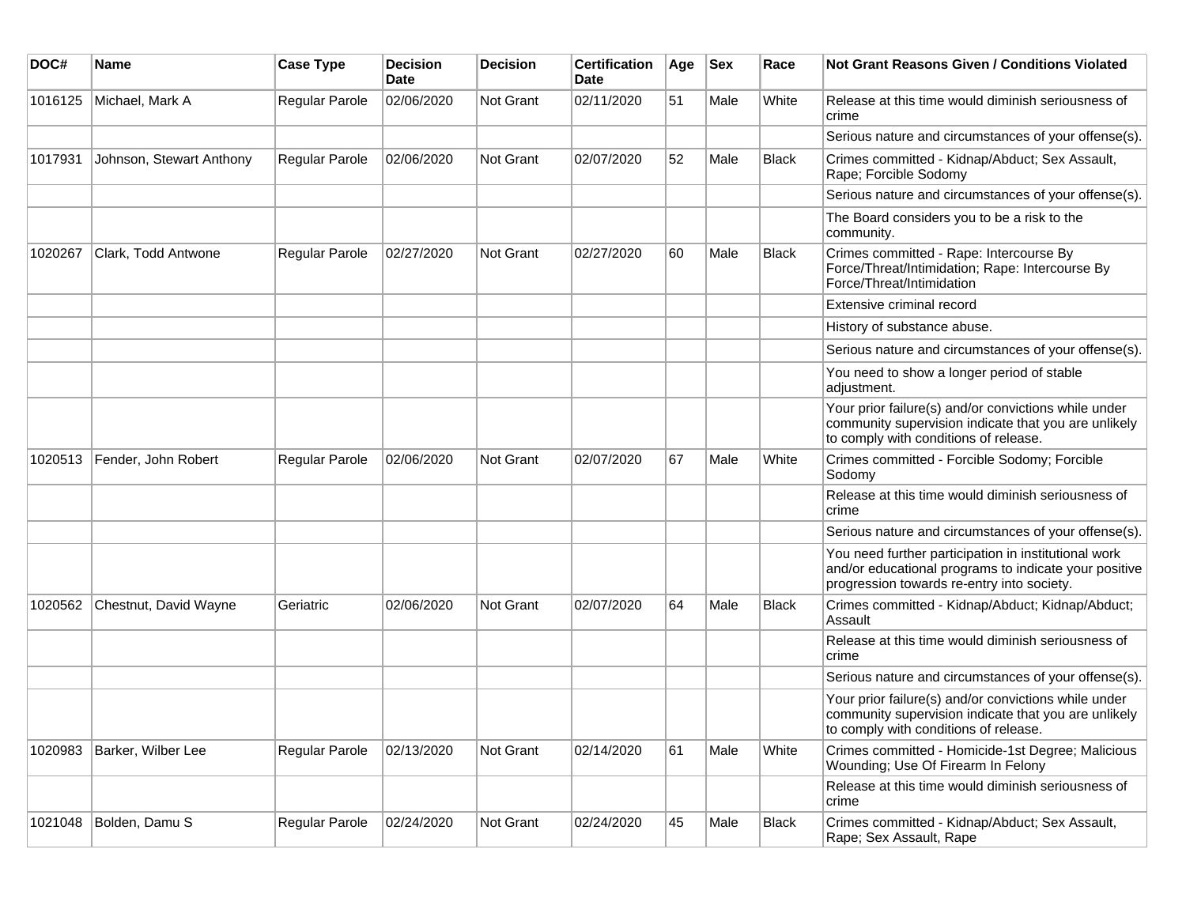| DOC# | Name | Case Type | Decision Date | Decision | Certification Date | Age | Sex | Race | Not Grant Reasons Given / Conditions Violated |
|---|---|---|---|---|---|---|---|---|---|
| 1016125 | Michael, Mark A | Regular Parole | 02/06/2020 | Not Grant | 02/11/2020 | 51 | Male | White | Release at this time would diminish seriousness of crime |
| | | | | | | | | | Serious nature and circumstances of your offense(s). |
| 1017931 | Johnson, Stewart Anthony | Regular Parole | 02/06/2020 | Not Grant | 02/07/2020 | 52 | Male | Black | Crimes committed - Kidnap/Abduct; Sex Assault, Rape; Forcible Sodomy |
| | | | | | | | | | Serious nature and circumstances of your offense(s). |
| | | | | | | | | | The Board considers you to be a risk to the community. |
| 1020267 | Clark, Todd Antwone | Regular Parole | 02/27/2020 | Not Grant | 02/27/2020 | 60 | Male | Black | Crimes committed - Rape: Intercourse By Force/Threat/Intimidation; Rape: Intercourse By Force/Threat/Intimidation |
| | | | | | | | | | Extensive criminal record |
| | | | | | | | | | History of substance abuse. |
| | | | | | | | | | Serious nature and circumstances of your offense(s). |
| | | | | | | | | | You need to show a longer period of stable adjustment. |
| | | | | | | | | | Your prior failure(s) and/or convictions while under community supervision indicate that you are unlikely to comply with conditions of release. |
| 1020513 | Fender, John Robert | Regular Parole | 02/06/2020 | Not Grant | 02/07/2020 | 67 | Male | White | Crimes committed - Forcible Sodomy; Forcible Sodomy |
| | | | | | | | | | Release at this time would diminish seriousness of crime |
| | | | | | | | | | Serious nature and circumstances of your offense(s). |
| | | | | | | | | | You need further participation in institutional work and/or educational programs to indicate your positive progression towards re-entry into society. |
| 1020562 | Chestnut, David Wayne | Geriatric | 02/06/2020 | Not Grant | 02/07/2020 | 64 | Male | Black | Crimes committed - Kidnap/Abduct; Kidnap/Abduct; Assault |
| | | | | | | | | | Release at this time would diminish seriousness of crime |
| | | | | | | | | | Serious nature and circumstances of your offense(s). |
| | | | | | | | | | Your prior failure(s) and/or convictions while under community supervision indicate that you are unlikely to comply with conditions of release. |
| 1020983 | Barker, Wilber Lee | Regular Parole | 02/13/2020 | Not Grant | 02/14/2020 | 61 | Male | White | Crimes committed - Homicide-1st Degree; Malicious Wounding; Use Of Firearm In Felony |
| | | | | | | | | | Release at this time would diminish seriousness of crime |
| 1021048 | Bolden, Damu S | Regular Parole | 02/24/2020 | Not Grant | 02/24/2020 | 45 | Male | Black | Crimes committed - Kidnap/Abduct; Sex Assault, Rape; Sex Assault, Rape |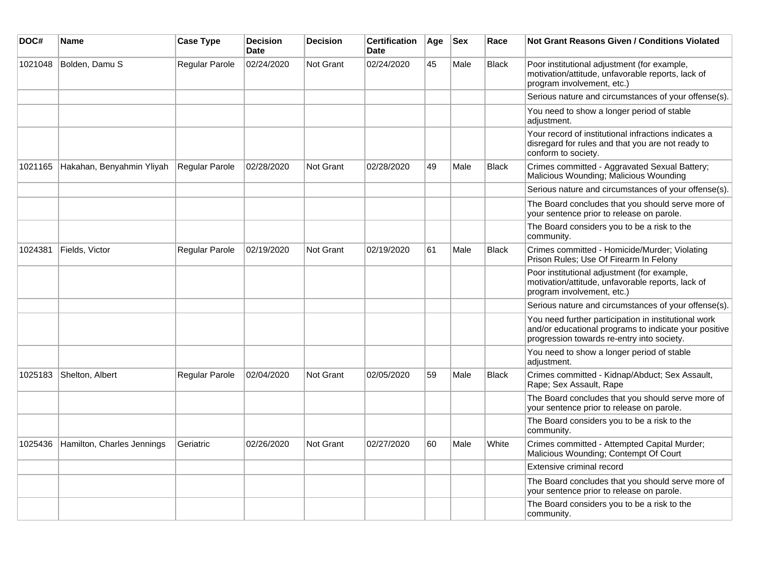| DOC# | Name | Case Type | Decision Date | Decision | Certification Date | Age | Sex | Race | Not Grant Reasons Given / Conditions Violated |
|---|---|---|---|---|---|---|---|---|---|
| 1021048 | Bolden, Damu S | Regular Parole | 02/24/2020 | Not Grant | 02/24/2020 | 45 | Male | Black | Poor institutional adjustment (for example, motivation/attitude, unfavorable reports, lack of program involvement, etc.) |
| | | | | | | | | | Serious nature and circumstances of your offense(s). |
| | | | | | | | | | You need to show a longer period of stable adjustment. |
| | | | | | | | | | Your record of institutional infractions indicates a disregard for rules and that you are not ready to conform to society. |
| 1021165 | Hakahan, Benyahmin Yliyah | Regular Parole | 02/28/2020 | Not Grant | 02/28/2020 | 49 | Male | Black | Crimes committed - Aggravated Sexual Battery; Malicious Wounding; Malicious Wounding |
| | | | | | | | | | Serious nature and circumstances of your offense(s). |
| | | | | | | | | | The Board concludes that you should serve more of your sentence prior to release on parole. |
| | | | | | | | | | The Board considers you to be a risk to the community. |
| 1024381 | Fields, Victor | Regular Parole | 02/19/2020 | Not Grant | 02/19/2020 | 61 | Male | Black | Crimes committed - Homicide/Murder; Violating Prison Rules; Use Of Firearm In Felony |
| | | | | | | | | | Poor institutional adjustment (for example, motivation/attitude, unfavorable reports, lack of program involvement, etc.) |
| | | | | | | | | | Serious nature and circumstances of your offense(s). |
| | | | | | | | | | You need further participation in institutional work and/or educational programs to indicate your positive progression towards re-entry into society. |
| | | | | | | | | | You need to show a longer period of stable adjustment. |
| 1025183 | Shelton, Albert | Regular Parole | 02/04/2020 | Not Grant | 02/05/2020 | 59 | Male | Black | Crimes committed - Kidnap/Abduct; Sex Assault, Rape; Sex Assault, Rape |
| | | | | | | | | | The Board concludes that you should serve more of your sentence prior to release on parole. |
| | | | | | | | | | The Board considers you to be a risk to the community. |
| 1025436 | Hamilton, Charles Jennings | Geriatric | 02/26/2020 | Not Grant | 02/27/2020 | 60 | Male | White | Crimes committed - Attempted Capital Murder; Malicious Wounding; Contempt Of Court |
| | | | | | | | | | Extensive criminal record |
| | | | | | | | | | The Board concludes that you should serve more of your sentence prior to release on parole. |
| | | | | | | | | | The Board considers you to be a risk to the community. |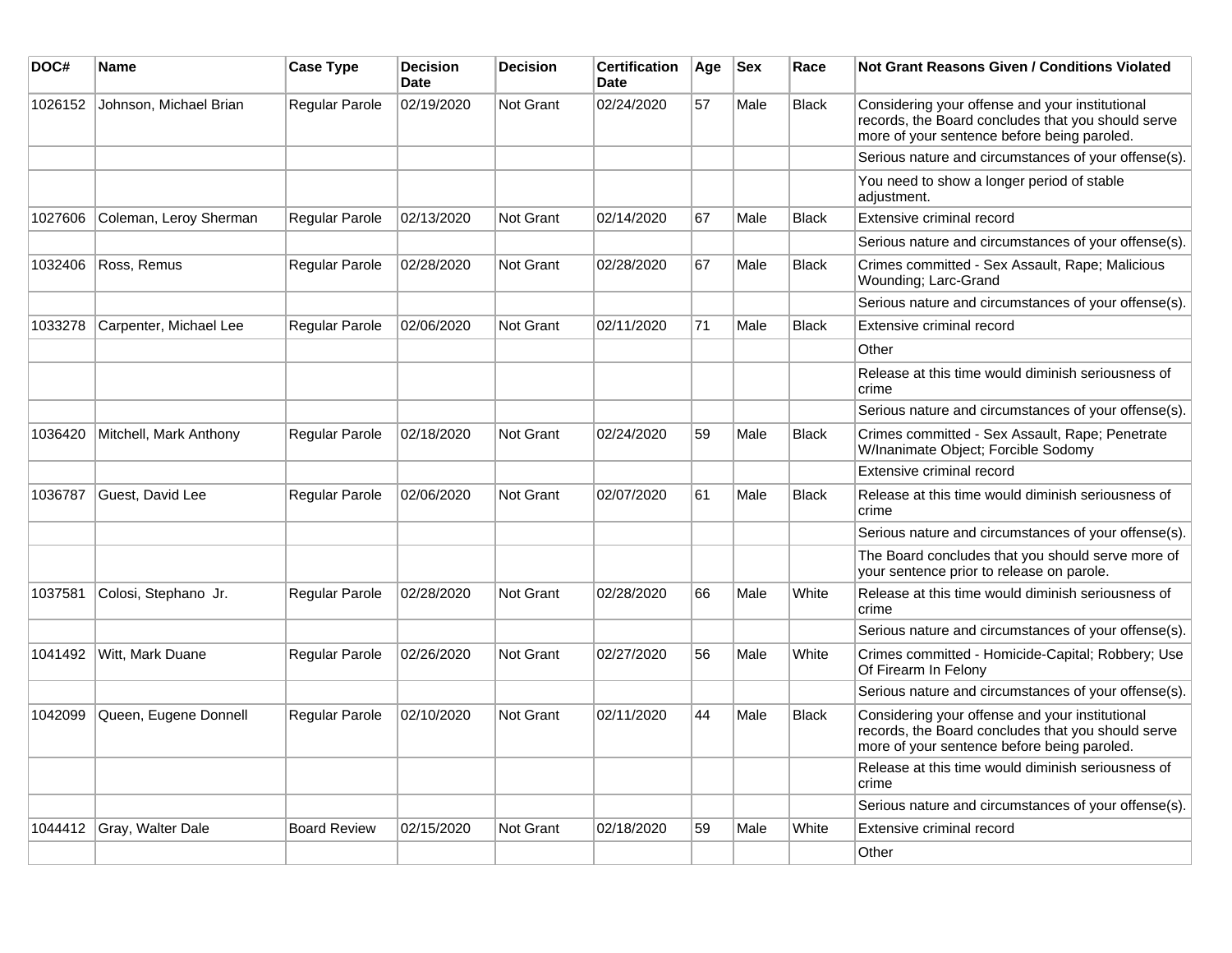| DOC# | Name | Case Type | Decision Date | Decision | Certification Date | Age | Sex | Race | Not Grant Reasons Given / Conditions Violated |
|---|---|---|---|---|---|---|---|---|---|
| 1026152 | Johnson, Michael Brian | Regular Parole | 02/19/2020 | Not Grant | 02/24/2020 | 57 | Male | Black | Considering your offense and your institutional records, the Board concludes that you should serve more of your sentence before being paroled. |
| | | | | | | | | | Serious nature and circumstances of your offense(s). |
| | | | | | | | | | You need to show a longer period of stable adjustment. |
| 1027606 | Coleman, Leroy Sherman | Regular Parole | 02/13/2020 | Not Grant | 02/14/2020 | 67 | Male | Black | Extensive criminal record |
| | | | | | | | | | Serious nature and circumstances of your offense(s). |
| 1032406 | Ross, Remus | Regular Parole | 02/28/2020 | Not Grant | 02/28/2020 | 67 | Male | Black | Crimes committed - Sex Assault, Rape; Malicious Wounding; Larc-Grand |
| | | | | | | | | | Serious nature and circumstances of your offense(s). |
| 1033278 | Carpenter, Michael Lee | Regular Parole | 02/06/2020 | Not Grant | 02/11/2020 | 71 | Male | Black | Extensive criminal record |
| | | | | | | | | | Other |
| | | | | | | | | | Release at this time would diminish seriousness of crime |
| | | | | | | | | | Serious nature and circumstances of your offense(s). |
| 1036420 | Mitchell, Mark Anthony | Regular Parole | 02/18/2020 | Not Grant | 02/24/2020 | 59 | Male | Black | Crimes committed - Sex Assault, Rape; Penetrate W/Inanimate Object; Forcible Sodomy |
| | | | | | | | | | Extensive criminal record |
| 1036787 | Guest, David Lee | Regular Parole | 02/06/2020 | Not Grant | 02/07/2020 | 61 | Male | Black | Release at this time would diminish seriousness of crime |
| | | | | | | | | | Serious nature and circumstances of your offense(s). |
| | | | | | | | | | The Board concludes that you should serve more of your sentence prior to release on parole. |
| 1037581 | Colosi, Stephano Jr. | Regular Parole | 02/28/2020 | Not Grant | 02/28/2020 | 66 | Male | White | Release at this time would diminish seriousness of crime |
| | | | | | | | | | Serious nature and circumstances of your offense(s). |
| 1041492 | Witt, Mark Duane | Regular Parole | 02/26/2020 | Not Grant | 02/27/2020 | 56 | Male | White | Crimes committed - Homicide-Capital; Robbery; Use Of Firearm In Felony |
| | | | | | | | | | Serious nature and circumstances of your offense(s). |
| 1042099 | Queen, Eugene Donnell | Regular Parole | 02/10/2020 | Not Grant | 02/11/2020 | 44 | Male | Black | Considering your offense and your institutional records, the Board concludes that you should serve more of your sentence before being paroled. |
| | | | | | | | | | Release at this time would diminish seriousness of crime |
| | | | | | | | | | Serious nature and circumstances of your offense(s). |
| 1044412 | Gray, Walter Dale | Board Review | 02/15/2020 | Not Grant | 02/18/2020 | 59 | Male | White | Extensive criminal record |
| | | | | | | | | | Other |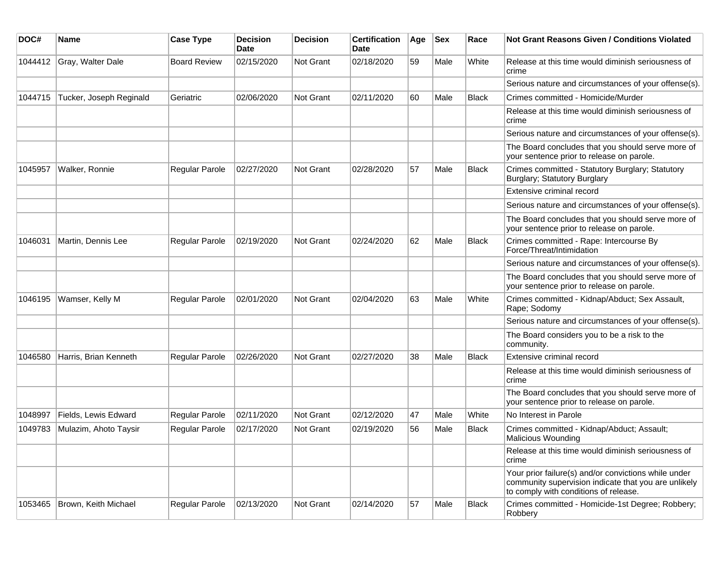| DOC# | Name | Case Type | Decision Date | Decision | Certification Date | Age | Sex | Race | Not Grant Reasons Given / Conditions Violated |
|---|---|---|---|---|---|---|---|---|---|
| 1044412 | Gray, Walter Dale | Board Review | 02/15/2020 | Not Grant | 02/18/2020 | 59 | Male | White | Release at this time would diminish seriousness of crime |
| | | | | | | | | | Serious nature and circumstances of your offense(s). |
| 1044715 | Tucker, Joseph Reginald | Geriatric | 02/06/2020 | Not Grant | 02/11/2020 | 60 | Male | Black | Crimes committed - Homicide/Murder |
| | | | | | | | | | Release at this time would diminish seriousness of crime |
| | | | | | | | | | Serious nature and circumstances of your offense(s). |
| | | | | | | | | | The Board concludes that you should serve more of your sentence prior to release on parole. |
| 1045957 | Walker, Ronnie | Regular Parole | 02/27/2020 | Not Grant | 02/28/2020 | 57 | Male | Black | Crimes committed - Statutory Burglary; Statutory Burglary; Statutory Burglary |
| | | | | | | | | | Extensive criminal record |
| | | | | | | | | | Serious nature and circumstances of your offense(s). |
| | | | | | | | | | The Board concludes that you should serve more of your sentence prior to release on parole. |
| 1046031 | Martin, Dennis Lee | Regular Parole | 02/19/2020 | Not Grant | 02/24/2020 | 62 | Male | Black | Crimes committed - Rape: Intercourse By Force/Threat/Intimidation |
| | | | | | | | | | Serious nature and circumstances of your offense(s). |
| | | | | | | | | | The Board concludes that you should serve more of your sentence prior to release on parole. |
| 1046195 | Wamser, Kelly M | Regular Parole | 02/01/2020 | Not Grant | 02/04/2020 | 63 | Male | White | Crimes committed - Kidnap/Abduct; Sex Assault, Rape; Sodomy |
| | | | | | | | | | Serious nature and circumstances of your offense(s). |
| | | | | | | | | | The Board considers you to be a risk to the community. |
| 1046580 | Harris, Brian Kenneth | Regular Parole | 02/26/2020 | Not Grant | 02/27/2020 | 38 | Male | Black | Extensive criminal record |
| | | | | | | | | | Release at this time would diminish seriousness of crime |
| | | | | | | | | | The Board concludes that you should serve more of your sentence prior to release on parole. |
| 1048997 | Fields, Lewis Edward | Regular Parole | 02/11/2020 | Not Grant | 02/12/2020 | 47 | Male | White | No Interest in Parole |
| 1049783 | Mulazim, Ahoto Taysir | Regular Parole | 02/17/2020 | Not Grant | 02/19/2020 | 56 | Male | Black | Crimes committed - Kidnap/Abduct; Assault; Malicious Wounding |
| | | | | | | | | | Release at this time would diminish seriousness of crime |
| | | | | | | | | | Your prior failure(s) and/or convictions while under community supervision indicate that you are unlikely to comply with conditions of release. |
| 1053465 | Brown, Keith Michael | Regular Parole | 02/13/2020 | Not Grant | 02/14/2020 | 57 | Male | Black | Crimes committed - Homicide-1st Degree; Robbery; Robbery |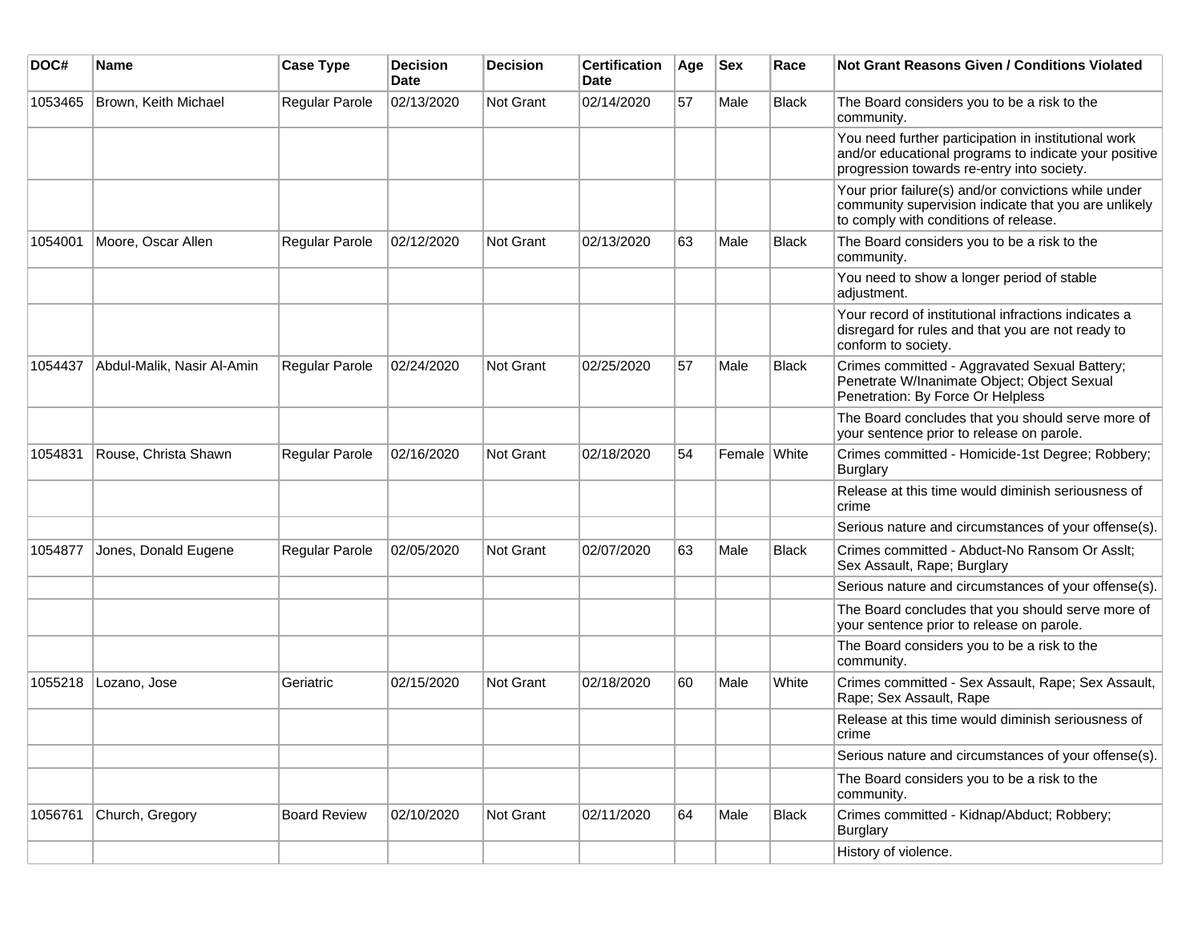| DOC# | Name | Case Type | Decision Date | Decision | Certification Date | Age | Sex | Race | Not Grant Reasons Given / Conditions Violated |
|---|---|---|---|---|---|---|---|---|---|
| 1053465 | Brown, Keith Michael | Regular Parole | 02/13/2020 | Not Grant | 02/14/2020 | 57 | Male | Black | The Board considers you to be a risk to the community. |
| | | | | | | | | | You need further participation in institutional work and/or educational programs to indicate your positive progression towards re-entry into society. |
| | | | | | | | | | Your prior failure(s) and/or convictions while under community supervision indicate that you are unlikely to comply with conditions of release. |
| 1054001 | Moore, Oscar Allen | Regular Parole | 02/12/2020 | Not Grant | 02/13/2020 | 63 | Male | Black | The Board considers you to be a risk to the community. |
| | | | | | | | | | You need to show a longer period of stable adjustment. |
| | | | | | | | | | Your record of institutional infractions indicates a disregard for rules and that you are not ready to conform to society. |
| 1054437 | Abdul-Malik, Nasir Al-Amin | Regular Parole | 02/24/2020 | Not Grant | 02/25/2020 | 57 | Male | Black | Crimes committed - Aggravated Sexual Battery; Penetrate W/Inanimate Object; Object Sexual Penetration: By Force Or Helpless |
| | | | | | | | | | The Board concludes that you should serve more of your sentence prior to release on parole. |
| 1054831 | Rouse, Christa Shawn | Regular Parole | 02/16/2020 | Not Grant | 02/18/2020 | 54 | Female | White | Crimes committed - Homicide-1st Degree; Robbery; Burglary |
| | | | | | | | | | Release at this time would diminish seriousness of crime |
| | | | | | | | | | Serious nature and circumstances of your offense(s). |
| 1054877 | Jones, Donald Eugene | Regular Parole | 02/05/2020 | Not Grant | 02/07/2020 | 63 | Male | Black | Crimes committed - Abduct-No Ransom Or Asslt; Sex Assault, Rape; Burglary |
| | | | | | | | | | Serious nature and circumstances of your offense(s). |
| | | | | | | | | | The Board concludes that you should serve more of your sentence prior to release on parole. |
| | | | | | | | | | The Board considers you to be a risk to the community. |
| 1055218 | Lozano, Jose | Geriatric | 02/15/2020 | Not Grant | 02/18/2020 | 60 | Male | White | Crimes committed - Sex Assault, Rape; Sex Assault, Rape; Sex Assault, Rape |
| | | | | | | | | | Release at this time would diminish seriousness of crime |
| | | | | | | | | | Serious nature and circumstances of your offense(s). |
| | | | | | | | | | The Board considers you to be a risk to the community. |
| 1056761 | Church, Gregory | Board Review | 02/10/2020 | Not Grant | 02/11/2020 | 64 | Male | Black | Crimes committed - Kidnap/Abduct; Robbery; Burglary |
| | | | | | | | | | History of violence. |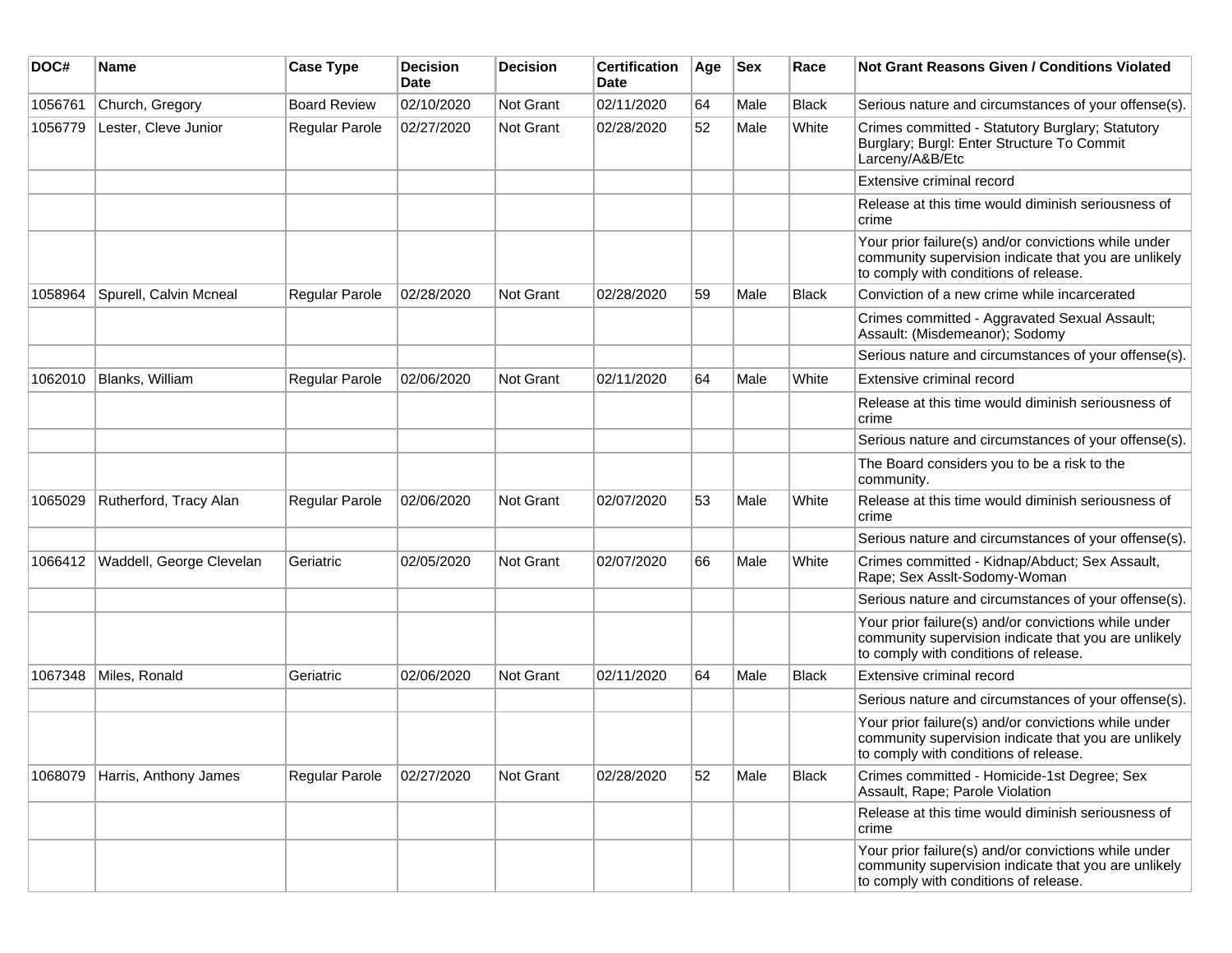| DOC# | Name | Case Type | Decision Date | Decision | Certification Date | Age | Sex | Race | Not Grant Reasons Given / Conditions Violated |
|---|---|---|---|---|---|---|---|---|---|
| 1056761 | Church, Gregory | Board Review | 02/10/2020 | Not Grant | 02/11/2020 | 64 | Male | Black | Serious nature and circumstances of your offense(s). |
| 1056779 | Lester, Cleve Junior | Regular Parole | 02/27/2020 | Not Grant | 02/28/2020 | 52 | Male | White | Crimes committed - Statutory Burglary; Statutory Burglary; Burgl: Enter Structure To Commit Larceny/A&B/Etc |
| | | | | | | | | | Extensive criminal record |
| | | | | | | | | | Release at this time would diminish seriousness of crime |
| | | | | | | | | | Your prior failure(s) and/or convictions while under community supervision indicate that you are unlikely to comply with conditions of release. |
| 1058964 | Spurell, Calvin Mcneal | Regular Parole | 02/28/2020 | Not Grant | 02/28/2020 | 59 | Male | Black | Conviction of a new crime while incarcerated |
| | | | | | | | | | Crimes committed - Aggravated Sexual Assault; Assault: (Misdemeanor); Sodomy |
| | | | | | | | | | Serious nature and circumstances of your offense(s). |
| 1062010 | Blanks, William | Regular Parole | 02/06/2020 | Not Grant | 02/11/2020 | 64 | Male | White | Extensive criminal record |
| | | | | | | | | | Release at this time would diminish seriousness of crime |
| | | | | | | | | | Serious nature and circumstances of your offense(s). |
| | | | | | | | | | The Board considers you to be a risk to the community. |
| 1065029 | Rutherford, Tracy Alan | Regular Parole | 02/06/2020 | Not Grant | 02/07/2020 | 53 | Male | White | Release at this time would diminish seriousness of crime |
| | | | | | | | | | Serious nature and circumstances of your offense(s). |
| 1066412 | Waddell, George Clevelan | Geriatric | 02/05/2020 | Not Grant | 02/07/2020 | 66 | Male | White | Crimes committed - Kidnap/Abduct; Sex Assault, Rape; Sex Asslt-Sodomy-Woman |
| | | | | | | | | | Serious nature and circumstances of your offense(s). |
| | | | | | | | | | Your prior failure(s) and/or convictions while under community supervision indicate that you are unlikely to comply with conditions of release. |
| 1067348 | Miles, Ronald | Geriatric | 02/06/2020 | Not Grant | 02/11/2020 | 64 | Male | Black | Extensive criminal record |
| | | | | | | | | | Serious nature and circumstances of your offense(s). |
| | | | | | | | | | Your prior failure(s) and/or convictions while under community supervision indicate that you are unlikely to comply with conditions of release. |
| 1068079 | Harris, Anthony James | Regular Parole | 02/27/2020 | Not Grant | 02/28/2020 | 52 | Male | Black | Crimes committed - Homicide-1st Degree; Sex Assault, Rape; Parole Violation |
| | | | | | | | | | Release at this time would diminish seriousness of crime |
| | | | | | | | | | Your prior failure(s) and/or convictions while under community supervision indicate that you are unlikely to comply with conditions of release. |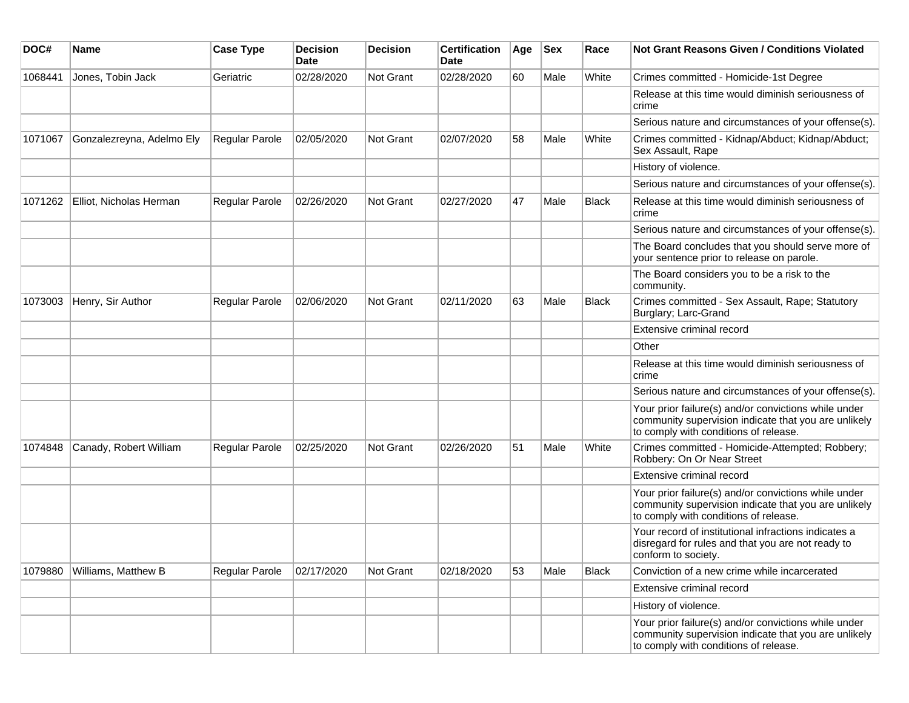| DOC# | Name | Case Type | Decision Date | Decision | Certification Date | Age | Sex | Race | Not Grant Reasons Given / Conditions Violated |
|---|---|---|---|---|---|---|---|---|---|
| 1068441 | Jones, Tobin Jack | Geriatric | 02/28/2020 | Not Grant | 02/28/2020 | 60 | Male | White | Crimes committed - Homicide-1st Degree |
| | | | | | | | | | Release at this time would diminish seriousness of crime |
| | | | | | | | | | Serious nature and circumstances of your offense(s). |
| 1071067 | Gonzalezreyna, Adelmo Ely | Regular Parole | 02/05/2020 | Not Grant | 02/07/2020 | 58 | Male | White | Crimes committed - Kidnap/Abduct; Kidnap/Abduct; Sex Assault, Rape |
| | | | | | | | | | History of violence. |
| | | | | | | | | | Serious nature and circumstances of your offense(s). |
| 1071262 | Elliot, Nicholas Herman | Regular Parole | 02/26/2020 | Not Grant | 02/27/2020 | 47 | Male | Black | Release at this time would diminish seriousness of crime |
| | | | | | | | | | Serious nature and circumstances of your offense(s). |
| | | | | | | | | | The Board concludes that you should serve more of your sentence prior to release on parole. |
| | | | | | | | | | The Board considers you to be a risk to the community. |
| 1073003 | Henry, Sir Author | Regular Parole | 02/06/2020 | Not Grant | 02/11/2020 | 63 | Male | Black | Crimes committed - Sex Assault, Rape; Statutory Burglary; Larc-Grand |
| | | | | | | | | | Extensive criminal record |
| | | | | | | | | | Other |
| | | | | | | | | | Release at this time would diminish seriousness of crime |
| | | | | | | | | | Serious nature and circumstances of your offense(s). |
| | | | | | | | | | Your prior failure(s) and/or convictions while under community supervision indicate that you are unlikely to comply with conditions of release. |
| 1074848 | Canady, Robert William | Regular Parole | 02/25/2020 | Not Grant | 02/26/2020 | 51 | Male | White | Crimes committed - Homicide-Attempted; Robbery; Robbery: On Or Near Street |
| | | | | | | | | | Extensive criminal record |
| | | | | | | | | | Your prior failure(s) and/or convictions while under community supervision indicate that you are unlikely to comply with conditions of release. |
| | | | | | | | | | Your record of institutional infractions indicates a disregard for rules and that you are not ready to conform to society. |
| 1079880 | Williams, Matthew B | Regular Parole | 02/17/2020 | Not Grant | 02/18/2020 | 53 | Male | Black | Conviction of a new crime while incarcerated |
| | | | | | | | | | Extensive criminal record |
| | | | | | | | | | History of violence. |
| | | | | | | | | | Your prior failure(s) and/or convictions while under community supervision indicate that you are unlikely to comply with conditions of release. |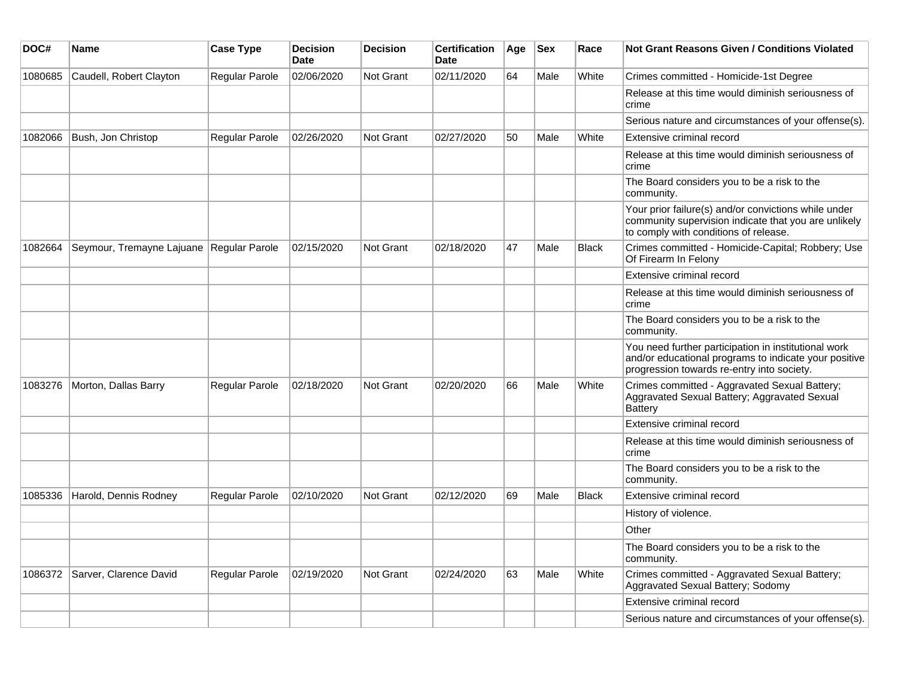| DOC# | Name | Case Type | Decision Date | Decision | Certification Date | Age | Sex | Race | Not Grant Reasons Given / Conditions Violated |
|---|---|---|---|---|---|---|---|---|---|
| 1080685 | Caudell, Robert Clayton | Regular Parole | 02/06/2020 | Not Grant | 02/11/2020 | 64 | Male | White | Crimes committed - Homicide-1st Degree |
| | | | | | | | | | Release at this time would diminish seriousness of crime |
| | | | | | | | | | Serious nature and circumstances of your offense(s). |
| 1082066 | Bush, Jon Christop | Regular Parole | 02/26/2020 | Not Grant | 02/27/2020 | 50 | Male | White | Extensive criminal record |
| | | | | | | | | | Release at this time would diminish seriousness of crime |
| | | | | | | | | | The Board considers you to be a risk to the community. |
| | | | | | | | | | Your prior failure(s) and/or convictions while under community supervision indicate that you are unlikely to comply with conditions of release. |
| 1082664 | Seymour, Tremayne Lajuane | Regular Parole | 02/15/2020 | Not Grant | 02/18/2020 | 47 | Male | Black | Crimes committed - Homicide-Capital; Robbery; Use Of Firearm In Felony |
| | | | | | | | | | Extensive criminal record |
| | | | | | | | | | Release at this time would diminish seriousness of crime |
| | | | | | | | | | The Board considers you to be a risk to the community. |
| | | | | | | | | | You need further participation in institutional work and/or educational programs to indicate your positive progression towards re-entry into society. |
| 1083276 | Morton, Dallas Barry | Regular Parole | 02/18/2020 | Not Grant | 02/20/2020 | 66 | Male | White | Crimes committed - Aggravated Sexual Battery; Aggravated Sexual Battery; Aggravated Sexual Battery |
| | | | | | | | | | Extensive criminal record |
| | | | | | | | | | Release at this time would diminish seriousness of crime |
| | | | | | | | | | The Board considers you to be a risk to the community. |
| 1085336 | Harold, Dennis Rodney | Regular Parole | 02/10/2020 | Not Grant | 02/12/2020 | 69 | Male | Black | Extensive criminal record |
| | | | | | | | | | History of violence. |
| | | | | | | | | | Other |
| | | | | | | | | | The Board considers you to be a risk to the community. |
| 1086372 | Sarver, Clarence David | Regular Parole | 02/19/2020 | Not Grant | 02/24/2020 | 63 | Male | White | Crimes committed - Aggravated Sexual Battery; Aggravated Sexual Battery; Sodomy |
| | | | | | | | | | Extensive criminal record |
| | | | | | | | | | Serious nature and circumstances of your offense(s). |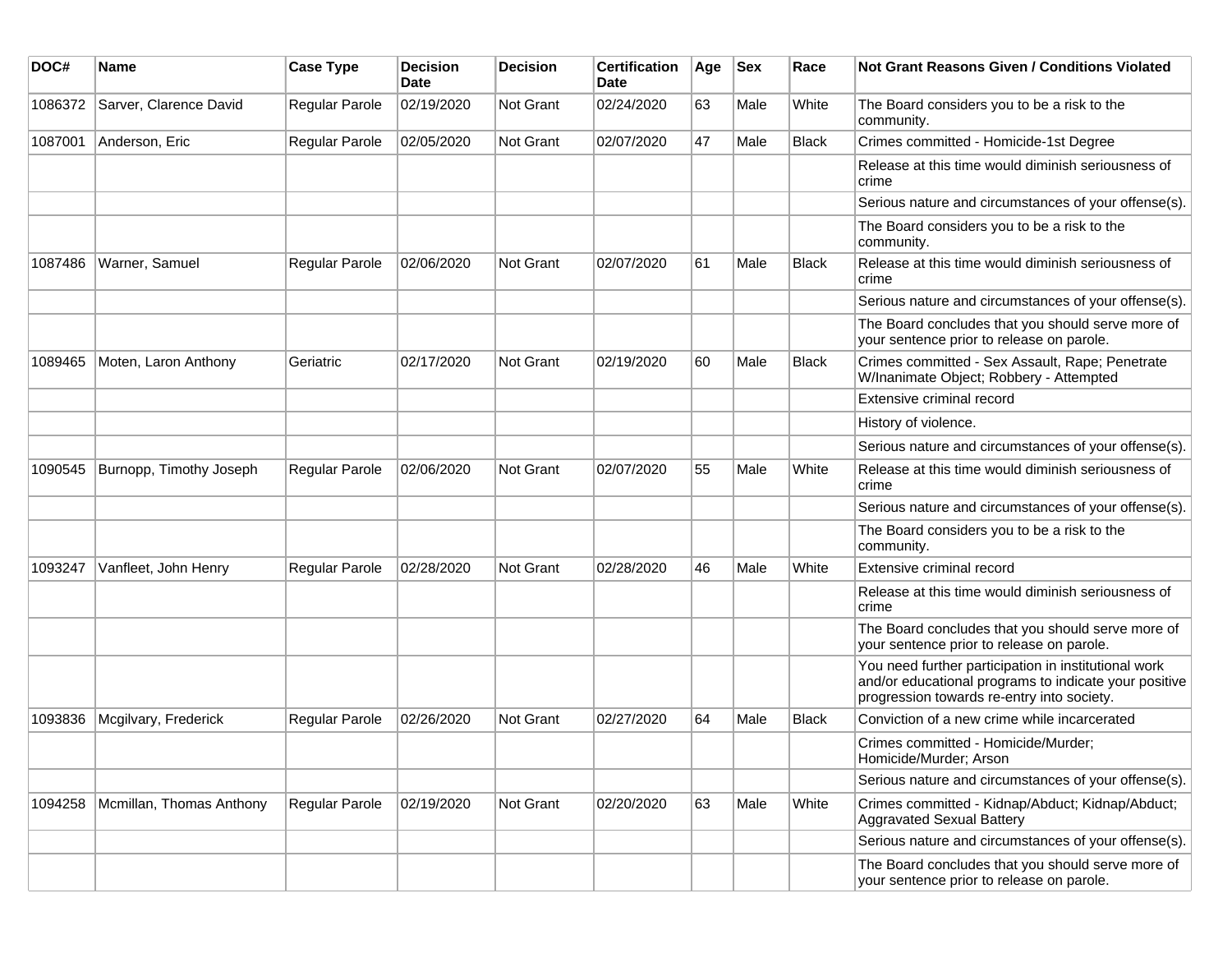| DOC# | Name | Case Type | Decision Date | Decision | Certification Date | Age | Sex | Race | Not Grant Reasons Given / Conditions Violated |
|---|---|---|---|---|---|---|---|---|---|
| 1086372 | Sarver, Clarence David | Regular Parole | 02/19/2020 | Not Grant | 02/24/2020 | 63 | Male | White | The Board considers you to be a risk to the community. |
| 1087001 | Anderson, Eric | Regular Parole | 02/05/2020 | Not Grant | 02/07/2020 | 47 | Male | Black | Crimes committed - Homicide-1st Degree |
| | | | | | | | | | Release at this time would diminish seriousness of crime |
| | | | | | | | | | Serious nature and circumstances of your offense(s). |
| | | | | | | | | | The Board considers you to be a risk to the community. |
| 1087486 | Warner, Samuel | Regular Parole | 02/06/2020 | Not Grant | 02/07/2020 | 61 | Male | Black | Release at this time would diminish seriousness of crime |
| | | | | | | | | | Serious nature and circumstances of your offense(s). |
| | | | | | | | | | The Board concludes that you should serve more of your sentence prior to release on parole. |
| 1089465 | Moten, Laron Anthony | Geriatric | 02/17/2020 | Not Grant | 02/19/2020 | 60 | Male | Black | Crimes committed - Sex Assault, Rape; Penetrate W/Inanimate Object; Robbery - Attempted |
| | | | | | | | | | Extensive criminal record |
| | | | | | | | | | History of violence. |
| | | | | | | | | | Serious nature and circumstances of your offense(s). |
| 1090545 | Burnopp, Timothy Joseph | Regular Parole | 02/06/2020 | Not Grant | 02/07/2020 | 55 | Male | White | Release at this time would diminish seriousness of crime |
| | | | | | | | | | Serious nature and circumstances of your offense(s). |
| | | | | | | | | | The Board considers you to be a risk to the community. |
| 1093247 | Vanfleet, John Henry | Regular Parole | 02/28/2020 | Not Grant | 02/28/2020 | 46 | Male | White | Extensive criminal record |
| | | | | | | | | | Release at this time would diminish seriousness of crime |
| | | | | | | | | | The Board concludes that you should serve more of your sentence prior to release on parole. |
| | | | | | | | | | You need further participation in institutional work and/or educational programs to indicate your positive progression towards re-entry into society. |
| 1093836 | Mcgilvary, Frederick | Regular Parole | 02/26/2020 | Not Grant | 02/27/2020 | 64 | Male | Black | Conviction of a new crime while incarcerated |
| | | | | | | | | | Crimes committed - Homicide/Murder; Homicide/Murder; Arson |
| | | | | | | | | | Serious nature and circumstances of your offense(s). |
| 1094258 | Mcmillan, Thomas Anthony | Regular Parole | 02/19/2020 | Not Grant | 02/20/2020 | 63 | Male | White | Crimes committed - Kidnap/Abduct; Kidnap/Abduct; Aggravated Sexual Battery |
| | | | | | | | | | Serious nature and circumstances of your offense(s). |
| | | | | | | | | | The Board concludes that you should serve more of your sentence prior to release on parole. |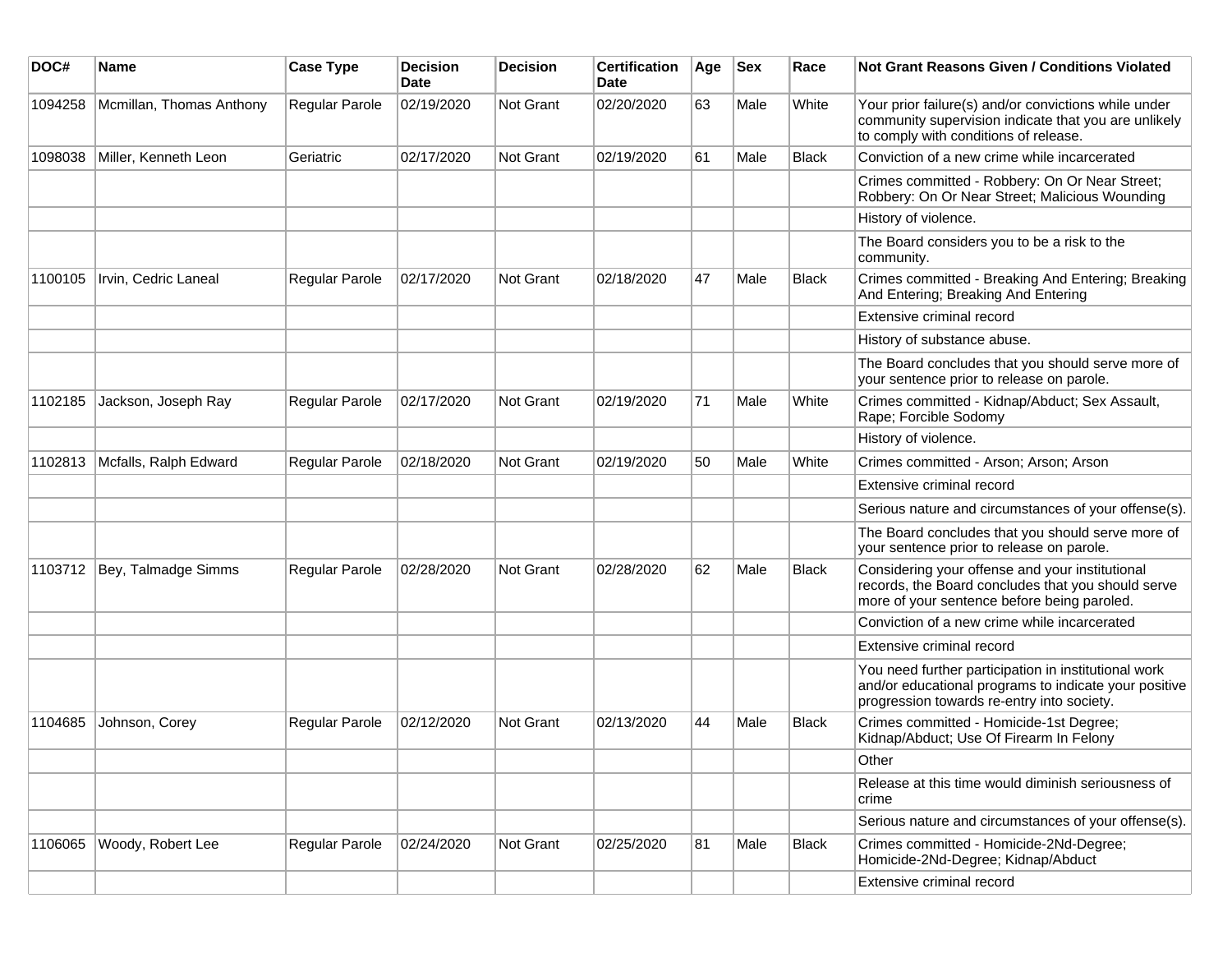| DOC# | Name | Case Type | Decision Date | Decision | Certification Date | Age | Sex | Race | Not Grant Reasons Given / Conditions Violated |
|---|---|---|---|---|---|---|---|---|---|
| 1094258 | Mcmillan, Thomas Anthony | Regular Parole | 02/19/2020 | Not Grant | 02/20/2020 | 63 | Male | White | Your prior failure(s) and/or convictions while under community supervision indicate that you are unlikely to comply with conditions of release. |
| 1098038 | Miller, Kenneth Leon | Geriatric | 02/17/2020 | Not Grant | 02/19/2020 | 61 | Male | Black | Conviction of a new crime while incarcerated |
| | | | | | | | | | Crimes committed - Robbery: On Or Near Street; Robbery: On Or Near Street; Malicious Wounding |
| | | | | | | | | | History of violence. |
| | | | | | | | | | The Board considers you to be a risk to the community. |
| 1100105 | Irvin, Cedric Laneal | Regular Parole | 02/17/2020 | Not Grant | 02/18/2020 | 47 | Male | Black | Crimes committed - Breaking And Entering; Breaking And Entering; Breaking And Entering |
| | | | | | | | | | Extensive criminal record |
| | | | | | | | | | History of substance abuse. |
| | | | | | | | | | The Board concludes that you should serve more of your sentence prior to release on parole. |
| 1102185 | Jackson, Joseph Ray | Regular Parole | 02/17/2020 | Not Grant | 02/19/2020 | 71 | Male | White | Crimes committed - Kidnap/Abduct; Sex Assault, Rape; Forcible Sodomy |
| | | | | | | | | | History of violence. |
| 1102813 | Mcfalls, Ralph Edward | Regular Parole | 02/18/2020 | Not Grant | 02/19/2020 | 50 | Male | White | Crimes committed - Arson; Arson; Arson |
| | | | | | | | | | Extensive criminal record |
| | | | | | | | | | Serious nature and circumstances of your offense(s). |
| | | | | | | | | | The Board concludes that you should serve more of your sentence prior to release on parole. |
| 1103712 | Bey, Talmadge Simms | Regular Parole | 02/28/2020 | Not Grant | 02/28/2020 | 62 | Male | Black | Considering your offense and your institutional records, the Board concludes that you should serve more of your sentence before being paroled. |
| | | | | | | | | | Conviction of a new crime while incarcerated |
| | | | | | | | | | Extensive criminal record |
| | | | | | | | | | You need further participation in institutional work and/or educational programs to indicate your positive progression towards re-entry into society. |
| 1104685 | Johnson, Corey | Regular Parole | 02/12/2020 | Not Grant | 02/13/2020 | 44 | Male | Black | Crimes committed - Homicide-1st Degree; Kidnap/Abduct; Use Of Firearm In Felony |
| | | | | | | | | | Other |
| | | | | | | | | | Release at this time would diminish seriousness of crime |
| | | | | | | | | | Serious nature and circumstances of your offense(s). |
| 1106065 | Woody, Robert Lee | Regular Parole | 02/24/2020 | Not Grant | 02/25/2020 | 81 | Male | Black | Crimes committed - Homicide-2Nd-Degree; Homicide-2Nd-Degree; Kidnap/Abduct |
| | | | | | | | | | Extensive criminal record |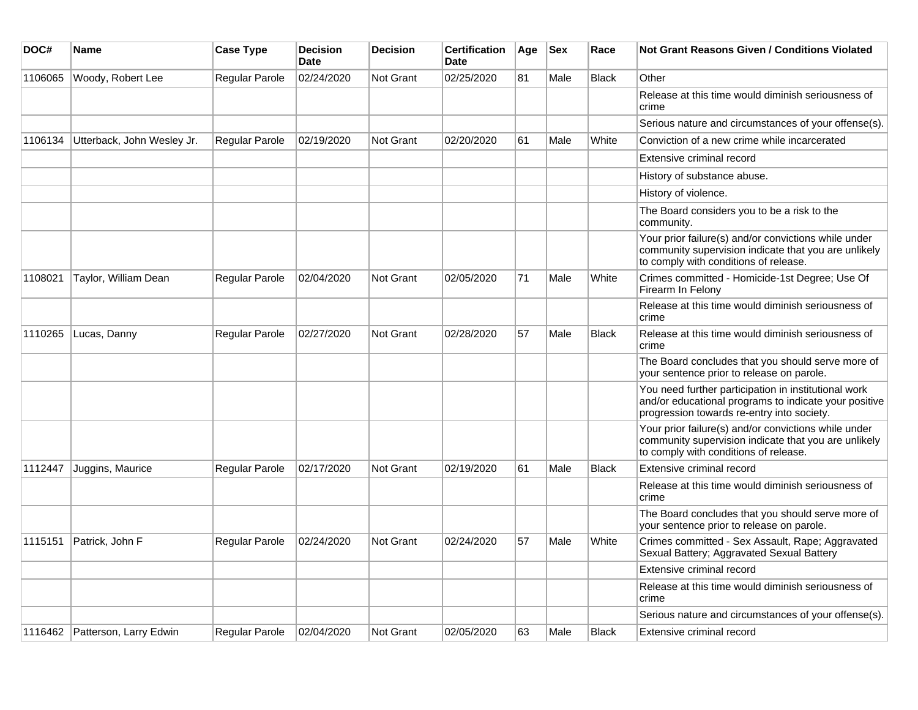| DOC# | Name | Case Type | Decision Date | Decision | Certification Date | Age | Sex | Race | Not Grant Reasons Given / Conditions Violated |
|---|---|---|---|---|---|---|---|---|---|
| 1106065 | Woody, Robert Lee | Regular Parole | 02/24/2020 | Not Grant | 02/25/2020 | 81 | Male | Black | Other |
| | | | | | | | | | Release at this time would diminish seriousness of crime |
| | | | | | | | | | Serious nature and circumstances of your offense(s). |
| 1106134 | Utterback, John Wesley Jr. | Regular Parole | 02/19/2020 | Not Grant | 02/20/2020 | 61 | Male | White | Conviction of a new crime while incarcerated |
| | | | | | | | | | Extensive criminal record |
| | | | | | | | | | History of substance abuse. |
| | | | | | | | | | History of violence. |
| | | | | | | | | | The Board considers you to be a risk to the community. |
| | | | | | | | | | Your prior failure(s) and/or convictions while under community supervision indicate that you are unlikely to comply with conditions of release. |
| 1108021 | Taylor, William Dean | Regular Parole | 02/04/2020 | Not Grant | 02/05/2020 | 71 | Male | White | Crimes committed - Homicide-1st Degree; Use Of Firearm In Felony |
| | | | | | | | | | Release at this time would diminish seriousness of crime |
| 1110265 | Lucas, Danny | Regular Parole | 02/27/2020 | Not Grant | 02/28/2020 | 57 | Male | Black | Release at this time would diminish seriousness of crime |
| | | | | | | | | | The Board concludes that you should serve more of your sentence prior to release on parole. |
| | | | | | | | | | You need further participation in institutional work and/or educational programs to indicate your positive progression towards re-entry into society. |
| | | | | | | | | | Your prior failure(s) and/or convictions while under community supervision indicate that you are unlikely to comply with conditions of release. |
| 1112447 | Juggins, Maurice | Regular Parole | 02/17/2020 | Not Grant | 02/19/2020 | 61 | Male | Black | Extensive criminal record |
| | | | | | | | | | Release at this time would diminish seriousness of crime |
| | | | | | | | | | The Board concludes that you should serve more of your sentence prior to release on parole. |
| 1115151 | Patrick, John F | Regular Parole | 02/24/2020 | Not Grant | 02/24/2020 | 57 | Male | White | Crimes committed - Sex Assault, Rape; Aggravated Sexual Battery; Aggravated Sexual Battery |
| | | | | | | | | | Extensive criminal record |
| | | | | | | | | | Release at this time would diminish seriousness of crime |
| | | | | | | | | | Serious nature and circumstances of your offense(s). |
| 1116462 | Patterson, Larry Edwin | Regular Parole | 02/04/2020 | Not Grant | 02/05/2020 | 63 | Male | Black | Extensive criminal record |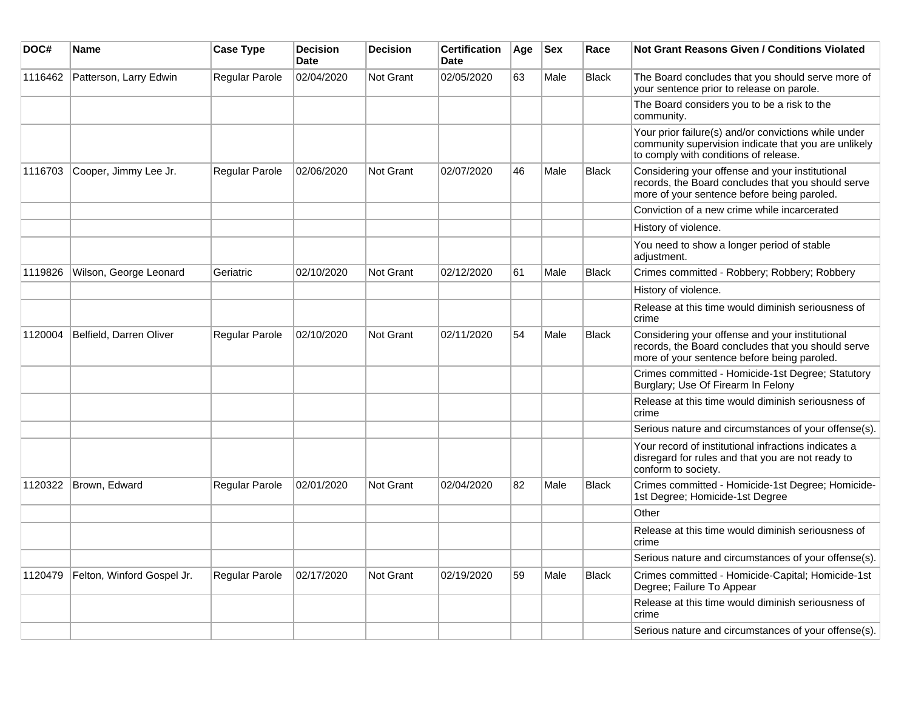| DOC# | Name | Case Type | Decision Date | Decision | Certification Date | Age | Sex | Race | Not Grant Reasons Given / Conditions Violated |
|---|---|---|---|---|---|---|---|---|---|
| 1116462 | Patterson, Larry Edwin | Regular Parole | 02/04/2020 | Not Grant | 02/05/2020 | 63 | Male | Black | The Board concludes that you should serve more of your sentence prior to release on parole. |
| | | | | | | | | | The Board considers you to be a risk to the community. |
| | | | | | | | | | Your prior failure(s) and/or convictions while under community supervision indicate that you are unlikely to comply with conditions of release. |
| 1116703 | Cooper, Jimmy Lee Jr. | Regular Parole | 02/06/2020 | Not Grant | 02/07/2020 | 46 | Male | Black | Considering your offense and your institutional records, the Board concludes that you should serve more of your sentence before being paroled. |
| | | | | | | | | | Conviction of a new crime while incarcerated |
| | | | | | | | | | History of violence. |
| | | | | | | | | | You need to show a longer period of stable adjustment. |
| 1119826 | Wilson, George Leonard | Geriatric | 02/10/2020 | Not Grant | 02/12/2020 | 61 | Male | Black | Crimes committed - Robbery; Robbery; Robbery |
| | | | | | | | | | History of violence. |
| | | | | | | | | | Release at this time would diminish seriousness of crime |
| 1120004 | Belfield, Darren Oliver | Regular Parole | 02/10/2020 | Not Grant | 02/11/2020 | 54 | Male | Black | Considering your offense and your institutional records, the Board concludes that you should serve more of your sentence before being paroled. |
| | | | | | | | | | Crimes committed - Homicide-1st Degree; Statutory Burglary; Use Of Firearm In Felony |
| | | | | | | | | | Release at this time would diminish seriousness of crime |
| | | | | | | | | | Serious nature and circumstances of your offense(s). |
| | | | | | | | | | Your record of institutional infractions indicates a disregard for rules and that you are not ready to conform to society. |
| 1120322 | Brown, Edward | Regular Parole | 02/01/2020 | Not Grant | 02/04/2020 | 82 | Male | Black | Crimes committed - Homicide-1st Degree; Homicide-1st Degree; Homicide-1st Degree |
| | | | | | | | | | Other |
| | | | | | | | | | Release at this time would diminish seriousness of crime |
| | | | | | | | | | Serious nature and circumstances of your offense(s). |
| 1120479 | Felton, Winford Gospel Jr. | Regular Parole | 02/17/2020 | Not Grant | 02/19/2020 | 59 | Male | Black | Crimes committed - Homicide-Capital; Homicide-1st Degree; Failure To Appear |
| | | | | | | | | | Release at this time would diminish seriousness of crime |
| | | | | | | | | | Serious nature and circumstances of your offense(s). |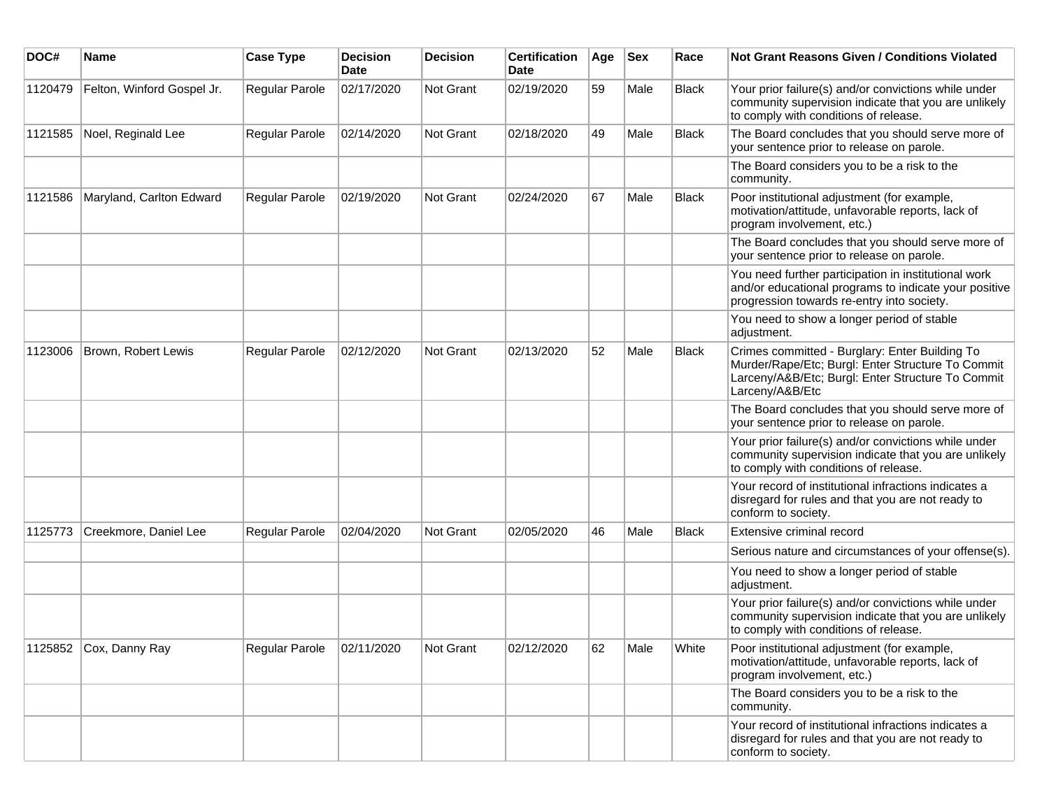| DOC# | Name | Case Type | Decision Date | Decision | Certification Date | Age | Sex | Race | Not Grant Reasons Given / Conditions Violated |
| --- | --- | --- | --- | --- | --- | --- | --- | --- | --- |
| 1120479 | Felton, Winford Gospel Jr. | Regular Parole | 02/17/2020 | Not Grant | 02/19/2020 | 59 | Male | Black | Your prior failure(s) and/or convictions while under community supervision indicate that you are unlikely to comply with conditions of release. |
| 1121585 | Noel, Reginald Lee | Regular Parole | 02/14/2020 | Not Grant | 02/18/2020 | 49 | Male | Black | The Board concludes that you should serve more of your sentence prior to release on parole. |
| | | | | | | | | | The Board considers you to be a risk to the community. |
| 1121586 | Maryland, Carlton Edward | Regular Parole | 02/19/2020 | Not Grant | 02/24/2020 | 67 | Male | Black | Poor institutional adjustment (for example, motivation/attitude, unfavorable reports, lack of program involvement, etc.) |
| | | | | | | | | | The Board concludes that you should serve more of your sentence prior to release on parole. |
| | | | | | | | | | You need further participation in institutional work and/or educational programs to indicate your positive progression towards re-entry into society. |
| | | | | | | | | | You need to show a longer period of stable adjustment. |
| 1123006 | Brown, Robert Lewis | Regular Parole | 02/12/2020 | Not Grant | 02/13/2020 | 52 | Male | Black | Crimes committed - Burglary: Enter Building To Murder/Rape/Etc; Burgl: Enter Structure To Commit Larceny/A&B/Etc; Burgl: Enter Structure To Commit Larceny/A&B/Etc |
| | | | | | | | | | The Board concludes that you should serve more of your sentence prior to release on parole. |
| | | | | | | | | | Your prior failure(s) and/or convictions while under community supervision indicate that you are unlikely to comply with conditions of release. |
| | | | | | | | | | Your record of institutional infractions indicates a disregard for rules and that you are not ready to conform to society. |
| 1125773 | Creekmore, Daniel Lee | Regular Parole | 02/04/2020 | Not Grant | 02/05/2020 | 46 | Male | Black | Extensive criminal record |
| | | | | | | | | | Serious nature and circumstances of your offense(s). |
| | | | | | | | | | You need to show a longer period of stable adjustment. |
| | | | | | | | | | Your prior failure(s) and/or convictions while under community supervision indicate that you are unlikely to comply with conditions of release. |
| 1125852 | Cox, Danny Ray | Regular Parole | 02/11/2020 | Not Grant | 02/12/2020 | 62 | Male | White | Poor institutional adjustment (for example, motivation/attitude, unfavorable reports, lack of program involvement, etc.) |
| | | | | | | | | | The Board considers you to be a risk to the community. |
| | | | | | | | | | Your record of institutional infractions indicates a disregard for rules and that you are not ready to conform to society. |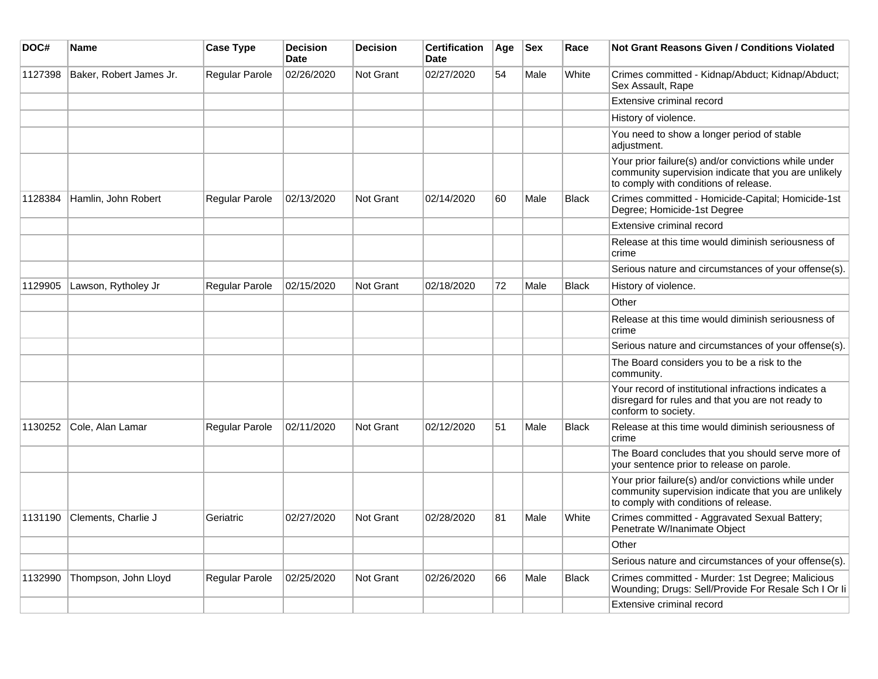| DOC# | Name | Case Type | Decision Date | Decision | Certification Date | Age | Sex | Race | Not Grant Reasons Given / Conditions Violated |
|---|---|---|---|---|---|---|---|---|---|
| 1127398 | Baker, Robert James Jr. | Regular Parole | 02/26/2020 | Not Grant | 02/27/2020 | 54 | Male | White | Crimes committed - Kidnap/Abduct; Kidnap/Abduct; Sex Assault, Rape |
| | | | | | | | | | Extensive criminal record |
| | | | | | | | | | History of violence. |
| | | | | | | | | | You need to show a longer period of stable adjustment. |
| | | | | | | | | | Your prior failure(s) and/or convictions while under community supervision indicate that you are unlikely to comply with conditions of release. |
| 1128384 | Hamlin, John Robert | Regular Parole | 02/13/2020 | Not Grant | 02/14/2020 | 60 | Male | Black | Crimes committed - Homicide-Capital; Homicide-1st Degree; Homicide-1st Degree |
| | | | | | | | | | Extensive criminal record |
| | | | | | | | | | Release at this time would diminish seriousness of crime |
| | | | | | | | | | Serious nature and circumstances of your offense(s). |
| 1129905 | Lawson, Rytholey Jr | Regular Parole | 02/15/2020 | Not Grant | 02/18/2020 | 72 | Male | Black | History of violence. |
| | | | | | | | | | Other |
| | | | | | | | | | Release at this time would diminish seriousness of crime |
| | | | | | | | | | Serious nature and circumstances of your offense(s). |
| | | | | | | | | | The Board considers you to be a risk to the community. |
| | | | | | | | | | Your record of institutional infractions indicates a disregard for rules and that you are not ready to conform to society. |
| 1130252 | Cole, Alan Lamar | Regular Parole | 02/11/2020 | Not Grant | 02/12/2020 | 51 | Male | Black | Release at this time would diminish seriousness of crime |
| | | | | | | | | | The Board concludes that you should serve more of your sentence prior to release on parole. |
| | | | | | | | | | Your prior failure(s) and/or convictions while under community supervision indicate that you are unlikely to comply with conditions of release. |
| 1131190 | Clements, Charlie J | Geriatric | 02/27/2020 | Not Grant | 02/28/2020 | 81 | Male | White | Crimes committed - Aggravated Sexual Battery; Penetrate W/Inanimate Object |
| | | | | | | | | | Other |
| | | | | | | | | | Serious nature and circumstances of your offense(s). |
| 1132990 | Thompson, John Lloyd | Regular Parole | 02/25/2020 | Not Grant | 02/26/2020 | 66 | Male | Black | Crimes committed - Murder: 1st Degree; Malicious Wounding; Drugs: Sell/Provide For Resale Sch I Or Ii |
| | | | | | | | | | Extensive criminal record |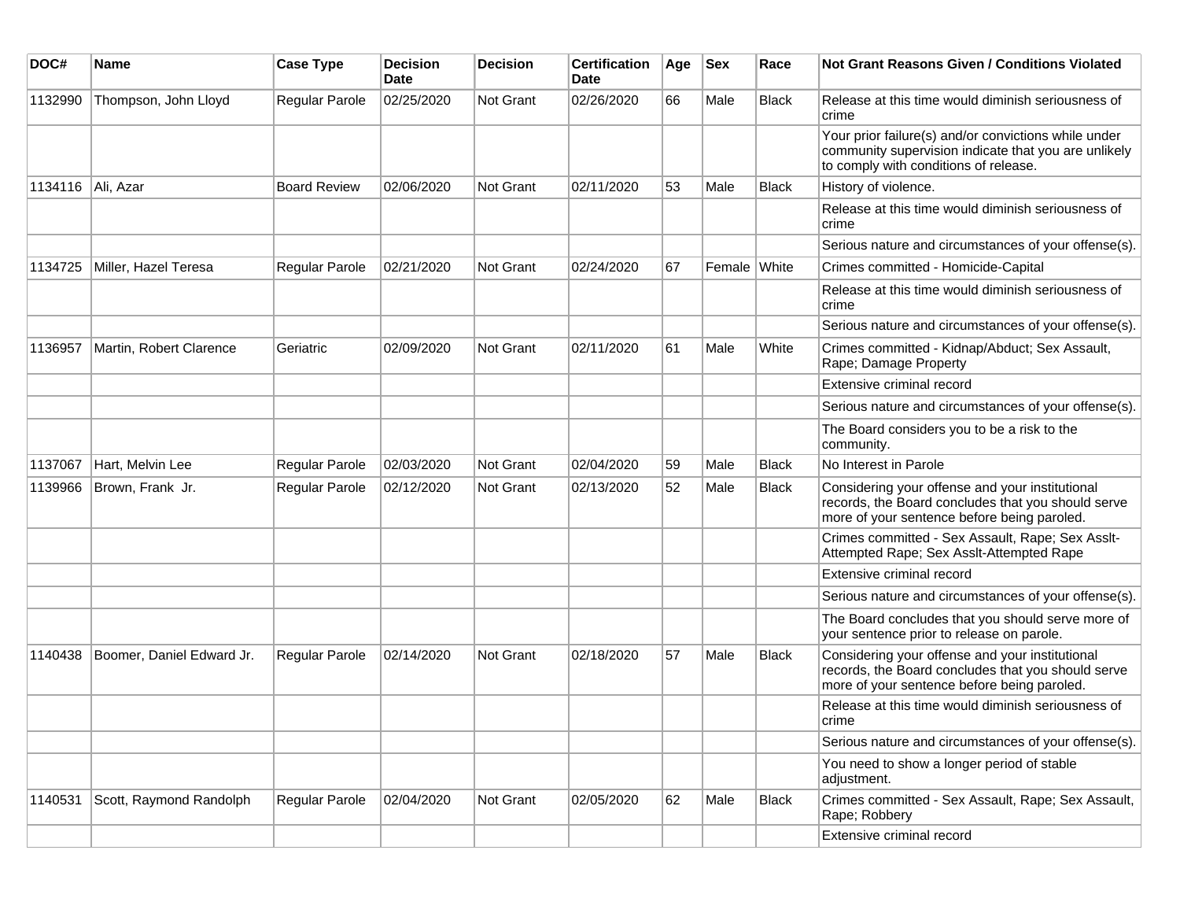| DOC# | Name | Case Type | Decision Date | Decision | Certification Date | Age | Sex | Race | Not Grant Reasons Given / Conditions Violated |
|---|---|---|---|---|---|---|---|---|---|
| 1132990 | Thompson, John Lloyd | Regular Parole | 02/25/2020 | Not Grant | 02/26/2020 | 66 | Male | Black | Release at this time would diminish seriousness of crime |
| | | | | | | | | | Your prior failure(s) and/or convictions while under community supervision indicate that you are unlikely to comply with conditions of release. |
| 1134116 | Ali, Azar | Board Review | 02/06/2020 | Not Grant | 02/11/2020 | 53 | Male | Black | History of violence. |
| | | | | | | | | | Release at this time would diminish seriousness of crime |
| | | | | | | | | | Serious nature and circumstances of your offense(s). |
| 1134725 | Miller, Hazel Teresa | Regular Parole | 02/21/2020 | Not Grant | 02/24/2020 | 67 | Female | White | Crimes committed - Homicide-Capital |
| | | | | | | | | | Release at this time would diminish seriousness of crime |
| | | | | | | | | | Serious nature and circumstances of your offense(s). |
| 1136957 | Martin, Robert Clarence | Geriatric | 02/09/2020 | Not Grant | 02/11/2020 | 61 | Male | White | Crimes committed - Kidnap/Abduct; Sex Assault, Rape; Damage Property |
| | | | | | | | | | Extensive criminal record |
| | | | | | | | | | Serious nature and circumstances of your offense(s). |
| | | | | | | | | | The Board considers you to be a risk to the community. |
| 1137067 | Hart, Melvin Lee | Regular Parole | 02/03/2020 | Not Grant | 02/04/2020 | 59 | Male | Black | No Interest in Parole |
| 1139966 | Brown, Frank Jr. | Regular Parole | 02/12/2020 | Not Grant | 02/13/2020 | 52 | Male | Black | Considering your offense and your institutional records, the Board concludes that you should serve more of your sentence before being paroled. |
| | | | | | | | | | Crimes committed - Sex Assault, Rape; Sex Asslt-Attempted Rape; Sex Asslt-Attempted Rape |
| | | | | | | | | | Extensive criminal record |
| | | | | | | | | | Serious nature and circumstances of your offense(s). |
| | | | | | | | | | The Board concludes that you should serve more of your sentence prior to release on parole. |
| 1140438 | Boomer, Daniel Edward Jr. | Regular Parole | 02/14/2020 | Not Grant | 02/18/2020 | 57 | Male | Black | Considering your offense and your institutional records, the Board concludes that you should serve more of your sentence before being paroled. |
| | | | | | | | | | Release at this time would diminish seriousness of crime |
| | | | | | | | | | Serious nature and circumstances of your offense(s). |
| | | | | | | | | | You need to show a longer period of stable adjustment. |
| 1140531 | Scott, Raymond Randolph | Regular Parole | 02/04/2020 | Not Grant | 02/05/2020 | 62 | Male | Black | Crimes committed - Sex Assault, Rape; Sex Assault, Rape; Robbery |
| | | | | | | | | | Extensive criminal record |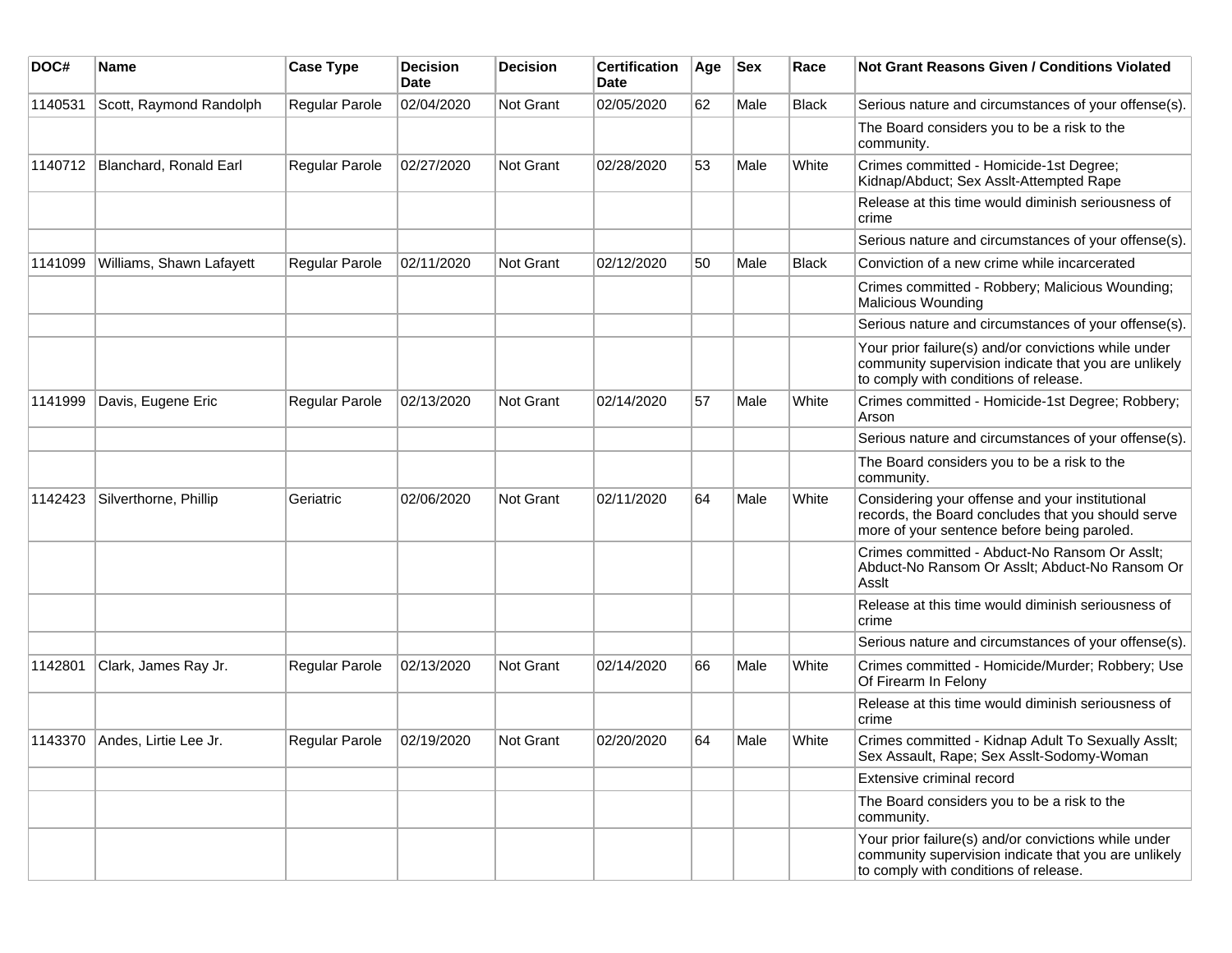| DOC# | Name | Case Type | Decision Date | Decision | Certification Date | Age | Sex | Race | Not Grant Reasons Given / Conditions Violated |
| --- | --- | --- | --- | --- | --- | --- | --- | --- | --- |
| 1140531 | Scott, Raymond Randolph | Regular Parole | 02/04/2020 | Not Grant | 02/05/2020 | 62 | Male | Black | Serious nature and circumstances of your offense(s). |
| | | | | | | | | | The Board considers you to be a risk to the community. |
| 1140712 | Blanchard, Ronald Earl | Regular Parole | 02/27/2020 | Not Grant | 02/28/2020 | 53 | Male | White | Crimes committed - Homicide-1st Degree; Kidnap/Abduct; Sex Asslt-Attempted Rape |
| | | | | | | | | | Release at this time would diminish seriousness of crime |
| | | | | | | | | | Serious nature and circumstances of your offense(s). |
| 1141099 | Williams, Shawn Lafayett | Regular Parole | 02/11/2020 | Not Grant | 02/12/2020 | 50 | Male | Black | Conviction of a new crime while incarcerated |
| | | | | | | | | | Crimes committed - Robbery; Malicious Wounding; Malicious Wounding |
| | | | | | | | | | Serious nature and circumstances of your offense(s). |
| | | | | | | | | | Your prior failure(s) and/or convictions while under community supervision indicate that you are unlikely to comply with conditions of release. |
| 1141999 | Davis, Eugene Eric | Regular Parole | 02/13/2020 | Not Grant | 02/14/2020 | 57 | Male | White | Crimes committed - Homicide-1st Degree; Robbery; Arson |
| | | | | | | | | | Serious nature and circumstances of your offense(s). |
| | | | | | | | | | The Board considers you to be a risk to the community. |
| 1142423 | Silverthorne, Phillip | Geriatric | 02/06/2020 | Not Grant | 02/11/2020 | 64 | Male | White | Considering your offense and your institutional records, the Board concludes that you should serve more of your sentence before being paroled. |
| | | | | | | | | | Crimes committed - Abduct-No Ransom Or Asslt; Abduct-No Ransom Or Asslt; Abduct-No Ransom Or Asslt |
| | | | | | | | | | Release at this time would diminish seriousness of crime |
| | | | | | | | | | Serious nature and circumstances of your offense(s). |
| 1142801 | Clark, James Ray Jr. | Regular Parole | 02/13/2020 | Not Grant | 02/14/2020 | 66 | Male | White | Crimes committed - Homicide/Murder; Robbery; Use Of Firearm In Felony |
| | | | | | | | | | Release at this time would diminish seriousness of crime |
| 1143370 | Andes, Lirtie Lee Jr. | Regular Parole | 02/19/2020 | Not Grant | 02/20/2020 | 64 | Male | White | Crimes committed - Kidnap Adult To Sexually Asslt; Sex Assault, Rape; Sex Asslt-Sodomy-Woman |
| | | | | | | | | | Extensive criminal record |
| | | | | | | | | | The Board considers you to be a risk to the community. |
| | | | | | | | | | Your prior failure(s) and/or convictions while under community supervision indicate that you are unlikely to comply with conditions of release. |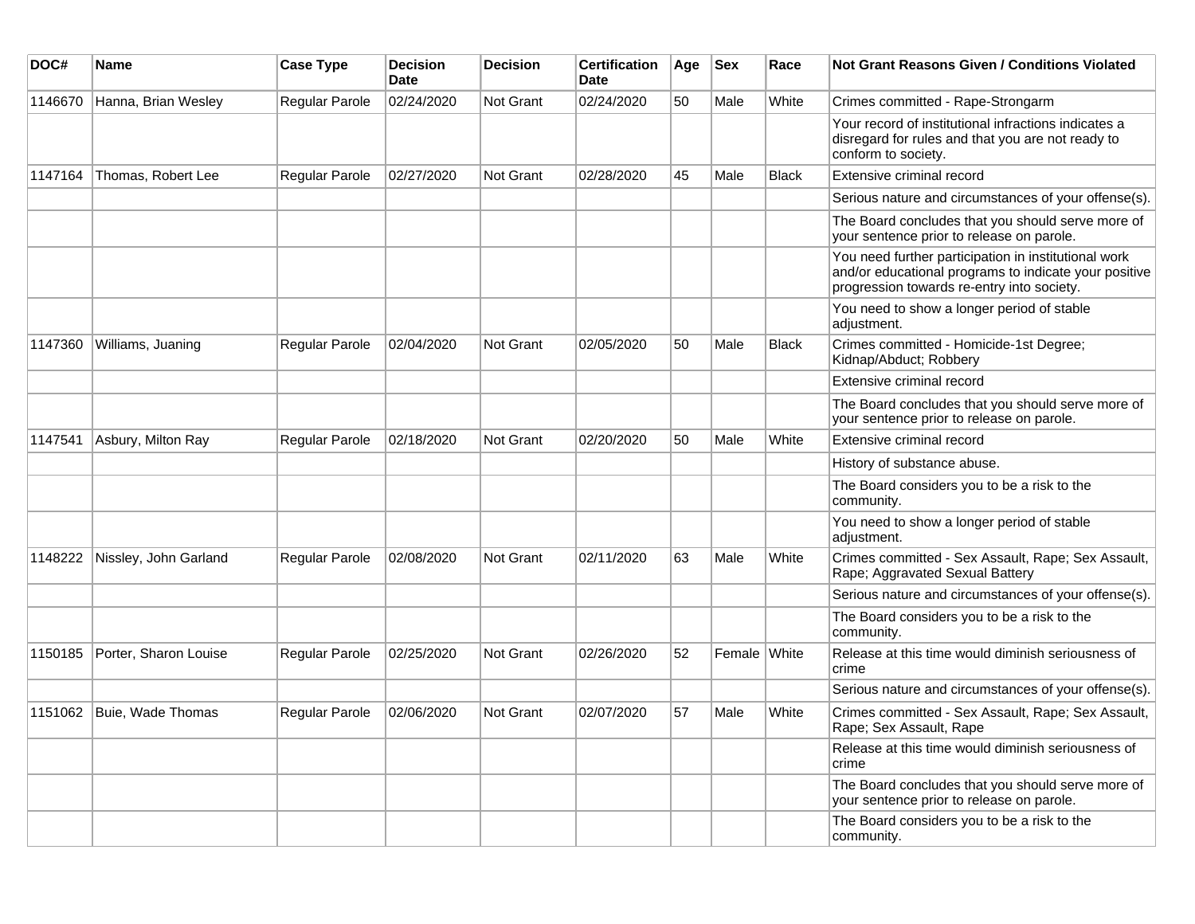| DOC# | Name | Case Type | Decision Date | Decision | Certification Date | Age | Sex | Race | Not Grant Reasons Given / Conditions Violated |
|---|---|---|---|---|---|---|---|---|---|
| 1146670 | Hanna, Brian Wesley | Regular Parole | 02/24/2020 | Not Grant | 02/24/2020 | 50 | Male | White | Crimes committed - Rape-Strongarm |
| | | | | | | | | | Your record of institutional infractions indicates a disregard for rules and that you are not ready to conform to society. |
| 1147164 | Thomas, Robert Lee | Regular Parole | 02/27/2020 | Not Grant | 02/28/2020 | 45 | Male | Black | Extensive criminal record |
| | | | | | | | | | Serious nature and circumstances of your offense(s). |
| | | | | | | | | | The Board concludes that you should serve more of your sentence prior to release on parole. |
| | | | | | | | | | You need further participation in institutional work and/or educational programs to indicate your positive progression towards re-entry into society. |
| | | | | | | | | | You need to show a longer period of stable adjustment. |
| 1147360 | Williams, Juaning | Regular Parole | 02/04/2020 | Not Grant | 02/05/2020 | 50 | Male | Black | Crimes committed - Homicide-1st Degree; Kidnap/Abduct; Robbery |
| | | | | | | | | | Extensive criminal record |
| | | | | | | | | | The Board concludes that you should serve more of your sentence prior to release on parole. |
| 1147541 | Asbury, Milton Ray | Regular Parole | 02/18/2020 | Not Grant | 02/20/2020 | 50 | Male | White | Extensive criminal record |
| | | | | | | | | | History of substance abuse. |
| | | | | | | | | | The Board considers you to be a risk to the community. |
| | | | | | | | | | You need to show a longer period of stable adjustment. |
| 1148222 | Nissley, John Garland | Regular Parole | 02/08/2020 | Not Grant | 02/11/2020 | 63 | Male | White | Crimes committed - Sex Assault, Rape; Sex Assault, Rape; Aggravated Sexual Battery |
| | | | | | | | | | Serious nature and circumstances of your offense(s). |
| | | | | | | | | | The Board considers you to be a risk to the community. |
| 1150185 | Porter, Sharon Louise | Regular Parole | 02/25/2020 | Not Grant | 02/26/2020 | 52 | Female | White | Release at this time would diminish seriousness of crime |
| | | | | | | | | | Serious nature and circumstances of your offense(s). |
| 1151062 | Buie, Wade Thomas | Regular Parole | 02/06/2020 | Not Grant | 02/07/2020 | 57 | Male | White | Crimes committed - Sex Assault, Rape; Sex Assault, Rape; Sex Assault, Rape |
| | | | | | | | | | Release at this time would diminish seriousness of crime |
| | | | | | | | | | The Board concludes that you should serve more of your sentence prior to release on parole. |
| | | | | | | | | | The Board considers you to be a risk to the community. |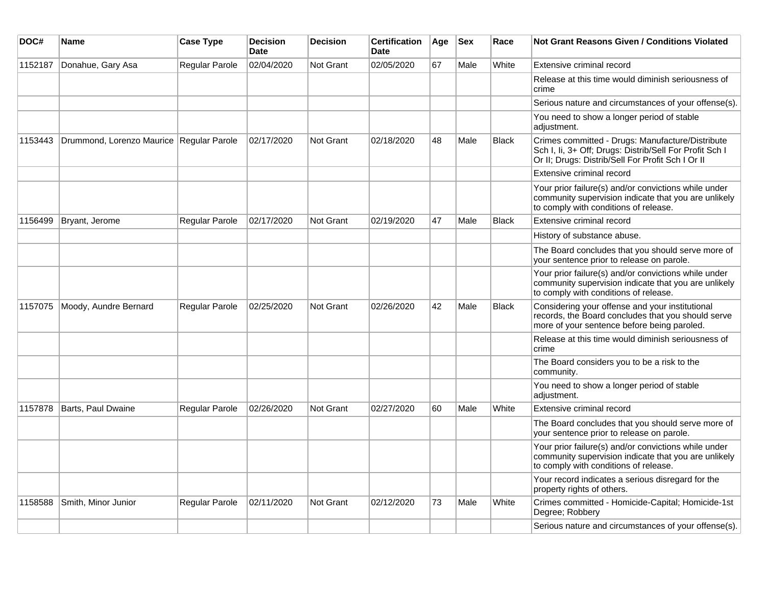| DOC# | Name | Case Type | Decision Date | Decision | Certification Date | Age | Sex | Race | Not Grant Reasons Given / Conditions Violated |
|---|---|---|---|---|---|---|---|---|---|
| 1152187 | Donahue, Gary Asa | Regular Parole | 02/04/2020 | Not Grant | 02/05/2020 | 67 | Male | White | Extensive criminal record |
| | | | | | | | | | Release at this time would diminish seriousness of crime |
| | | | | | | | | | Serious nature and circumstances of your offense(s). |
| | | | | | | | | | You need to show a longer period of stable adjustment. |
| 1153443 | Drummond, Lorenzo Maurice | Regular Parole | 02/17/2020 | Not Grant | 02/18/2020 | 48 | Male | Black | Crimes committed - Drugs: Manufacture/Distribute Sch I, Ii, 3+ Off; Drugs: Distrib/Sell For Profit Sch I Or II; Drugs: Distrib/Sell For Profit Sch I Or II |
| | | | | | | | | | Extensive criminal record |
| | | | | | | | | | Your prior failure(s) and/or convictions while under community supervision indicate that you are unlikely to comply with conditions of release. |
| 1156499 | Bryant, Jerome | Regular Parole | 02/17/2020 | Not Grant | 02/19/2020 | 47 | Male | Black | Extensive criminal record |
| | | | | | | | | | History of substance abuse. |
| | | | | | | | | | The Board concludes that you should serve more of your sentence prior to release on parole. |
| | | | | | | | | | Your prior failure(s) and/or convictions while under community supervision indicate that you are unlikely to comply with conditions of release. |
| 1157075 | Moody, Aundre Bernard | Regular Parole | 02/25/2020 | Not Grant | 02/26/2020 | 42 | Male | Black | Considering your offense and your institutional records, the Board concludes that you should serve more of your sentence before being paroled. |
| | | | | | | | | | Release at this time would diminish seriousness of crime |
| | | | | | | | | | The Board considers you to be a risk to the community. |
| | | | | | | | | | You need to show a longer period of stable adjustment. |
| 1157878 | Barts, Paul Dwaine | Regular Parole | 02/26/2020 | Not Grant | 02/27/2020 | 60 | Male | White | Extensive criminal record |
| | | | | | | | | | The Board concludes that you should serve more of your sentence prior to release on parole. |
| | | | | | | | | | Your prior failure(s) and/or convictions while under community supervision indicate that you are unlikely to comply with conditions of release. |
| | | | | | | | | | Your record indicates a serious disregard for the property rights of others. |
| 1158588 | Smith, Minor Junior | Regular Parole | 02/11/2020 | Not Grant | 02/12/2020 | 73 | Male | White | Crimes committed - Homicide-Capital; Homicide-1st Degree; Robbery |
| | | | | | | | | | Serious nature and circumstances of your offense(s). |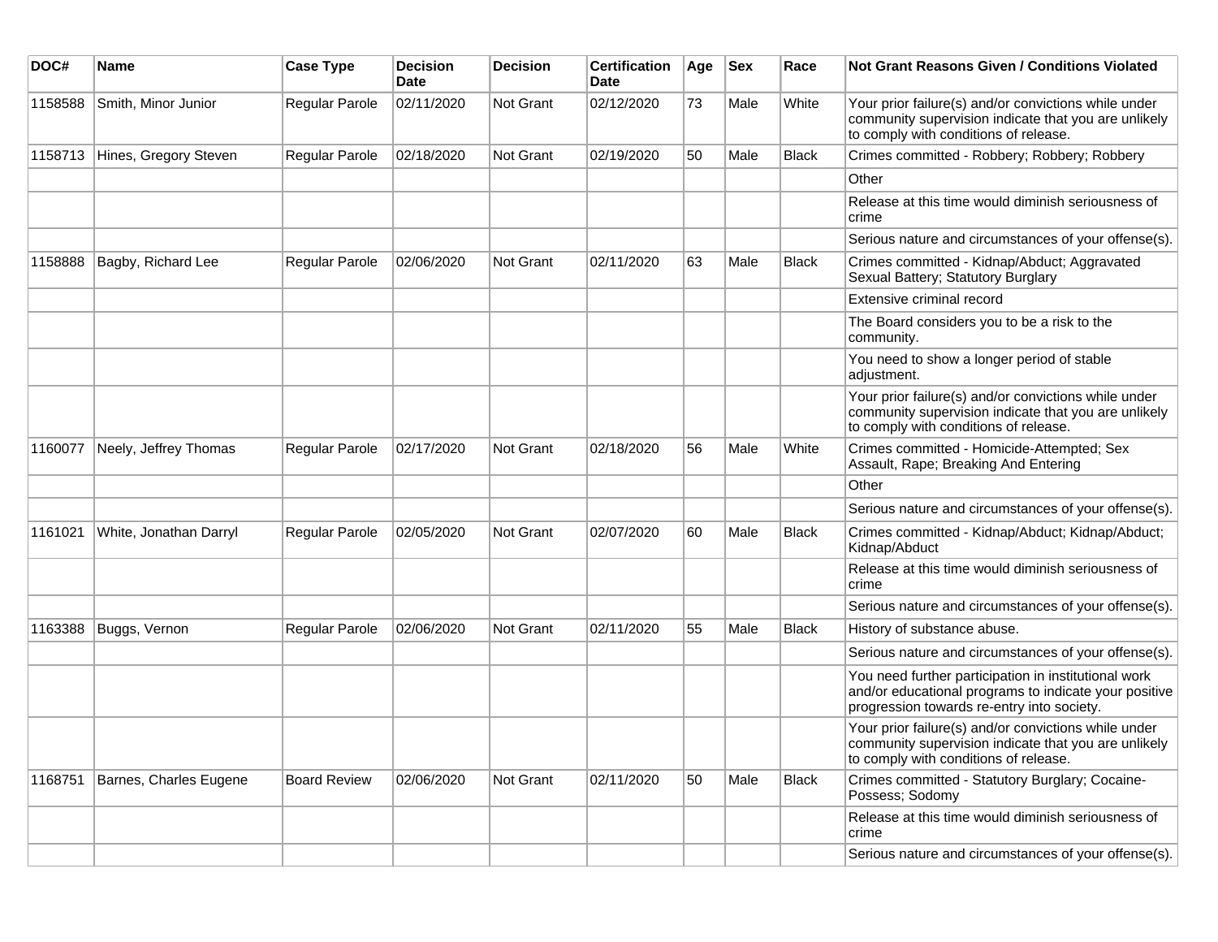| DOC# | Name | Case Type | Decision Date | Decision | Certification Date | Age | Sex | Race | Not Grant Reasons Given / Conditions Violated |
|---|---|---|---|---|---|---|---|---|---|
| 1158588 | Smith, Minor Junior | Regular Parole | 02/11/2020 | Not Grant | 02/12/2020 | 73 | Male | White | Your prior failure(s) and/or convictions while under community supervision indicate that you are unlikely to comply with conditions of release. |
| 1158713 | Hines, Gregory Steven | Regular Parole | 02/18/2020 | Not Grant | 02/19/2020 | 50 | Male | Black | Crimes committed - Robbery; Robbery; Robbery |
| | | | | | | | | | Other |
| | | | | | | | | | Release at this time would diminish seriousness of crime |
| | | | | | | | | | Serious nature and circumstances of your offense(s). |
| 1158888 | Bagby, Richard Lee | Regular Parole | 02/06/2020 | Not Grant | 02/11/2020 | 63 | Male | Black | Crimes committed - Kidnap/Abduct; Aggravated Sexual Battery; Statutory Burglary |
| | | | | | | | | | Extensive criminal record |
| | | | | | | | | | The Board considers you to be a risk to the community. |
| | | | | | | | | | You need to show a longer period of stable adjustment. |
| | | | | | | | | | Your prior failure(s) and/or convictions while under community supervision indicate that you are unlikely to comply with conditions of release. |
| 1160077 | Neely, Jeffrey Thomas | Regular Parole | 02/17/2020 | Not Grant | 02/18/2020 | 56 | Male | White | Crimes committed - Homicide-Attempted; Sex Assault, Rape; Breaking And Entering |
| | | | | | | | | | Other |
| | | | | | | | | | Serious nature and circumstances of your offense(s). |
| 1161021 | White, Jonathan Darryl | Regular Parole | 02/05/2020 | Not Grant | 02/07/2020 | 60 | Male | Black | Crimes committed - Kidnap/Abduct; Kidnap/Abduct; Kidnap/Abduct |
| | | | | | | | | | Release at this time would diminish seriousness of crime |
| | | | | | | | | | Serious nature and circumstances of your offense(s). |
| 1163388 | Buggs, Vernon | Regular Parole | 02/06/2020 | Not Grant | 02/11/2020 | 55 | Male | Black | History of substance abuse. |
| | | | | | | | | | Serious nature and circumstances of your offense(s). |
| | | | | | | | | | You need further participation in institutional work and/or educational programs to indicate your positive progression towards re-entry into society. |
| | | | | | | | | | Your prior failure(s) and/or convictions while under community supervision indicate that you are unlikely to comply with conditions of release. |
| 1168751 | Barnes, Charles Eugene | Board Review | 02/06/2020 | Not Grant | 02/11/2020 | 50 | Male | Black | Crimes committed - Statutory Burglary; Cocaine-Possess; Sodomy |
| | | | | | | | | | Release at this time would diminish seriousness of crime |
| | | | | | | | | | Serious nature and circumstances of your offense(s). |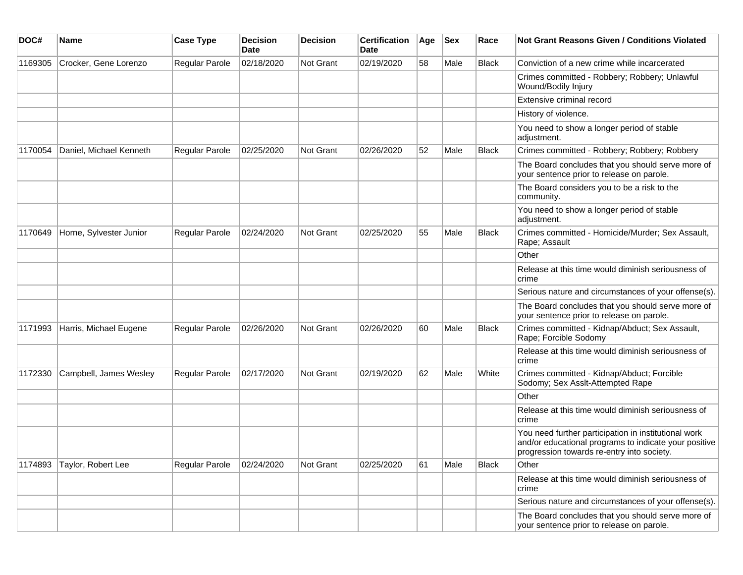| DOC# | Name | Case Type | Decision Date | Decision | Certification Date | Age | Sex | Race | Not Grant Reasons Given / Conditions Violated |
|---|---|---|---|---|---|---|---|---|---|
| 1169305 | Crocker, Gene Lorenzo | Regular Parole | 02/18/2020 | Not Grant | 02/19/2020 | 58 | Male | Black | Conviction of a new crime while incarcerated |
| | | | | | | | | | Crimes committed - Robbery; Robbery; Unlawful Wound/Bodily Injury |
| | | | | | | | | | Extensive criminal record |
| | | | | | | | | | History of violence. |
| | | | | | | | | | You need to show a longer period of stable adjustment. |
| 1170054 | Daniel, Michael Kenneth | Regular Parole | 02/25/2020 | Not Grant | 02/26/2020 | 52 | Male | Black | Crimes committed - Robbery; Robbery; Robbery |
| | | | | | | | | | The Board concludes that you should serve more of your sentence prior to release on parole. |
| | | | | | | | | | The Board considers you to be a risk to the community. |
| | | | | | | | | | You need to show a longer period of stable adjustment. |
| 1170649 | Horne, Sylvester Junior | Regular Parole | 02/24/2020 | Not Grant | 02/25/2020 | 55 | Male | Black | Crimes committed - Homicide/Murder; Sex Assault, Rape; Assault |
| | | | | | | | | | Other |
| | | | | | | | | | Release at this time would diminish seriousness of crime |
| | | | | | | | | | Serious nature and circumstances of your offense(s). |
| | | | | | | | | | The Board concludes that you should serve more of your sentence prior to release on parole. |
| 1171993 | Harris, Michael Eugene | Regular Parole | 02/26/2020 | Not Grant | 02/26/2020 | 60 | Male | Black | Crimes committed - Kidnap/Abduct; Sex Assault, Rape; Forcible Sodomy |
| | | | | | | | | | Release at this time would diminish seriousness of crime |
| 1172330 | Campbell, James Wesley | Regular Parole | 02/17/2020 | Not Grant | 02/19/2020 | 62 | Male | White | Crimes committed - Kidnap/Abduct; Forcible Sodomy; Sex Asslt-Attempted Rape |
| | | | | | | | | | Other |
| | | | | | | | | | Release at this time would diminish seriousness of crime |
| | | | | | | | | | You need further participation in institutional work and/or educational programs to indicate your positive progression towards re-entry into society. |
| 1174893 | Taylor, Robert Lee | Regular Parole | 02/24/2020 | Not Grant | 02/25/2020 | 61 | Male | Black | Other |
| | | | | | | | | | Release at this time would diminish seriousness of crime |
| | | | | | | | | | Serious nature and circumstances of your offense(s). |
| | | | | | | | | | The Board concludes that you should serve more of your sentence prior to release on parole. |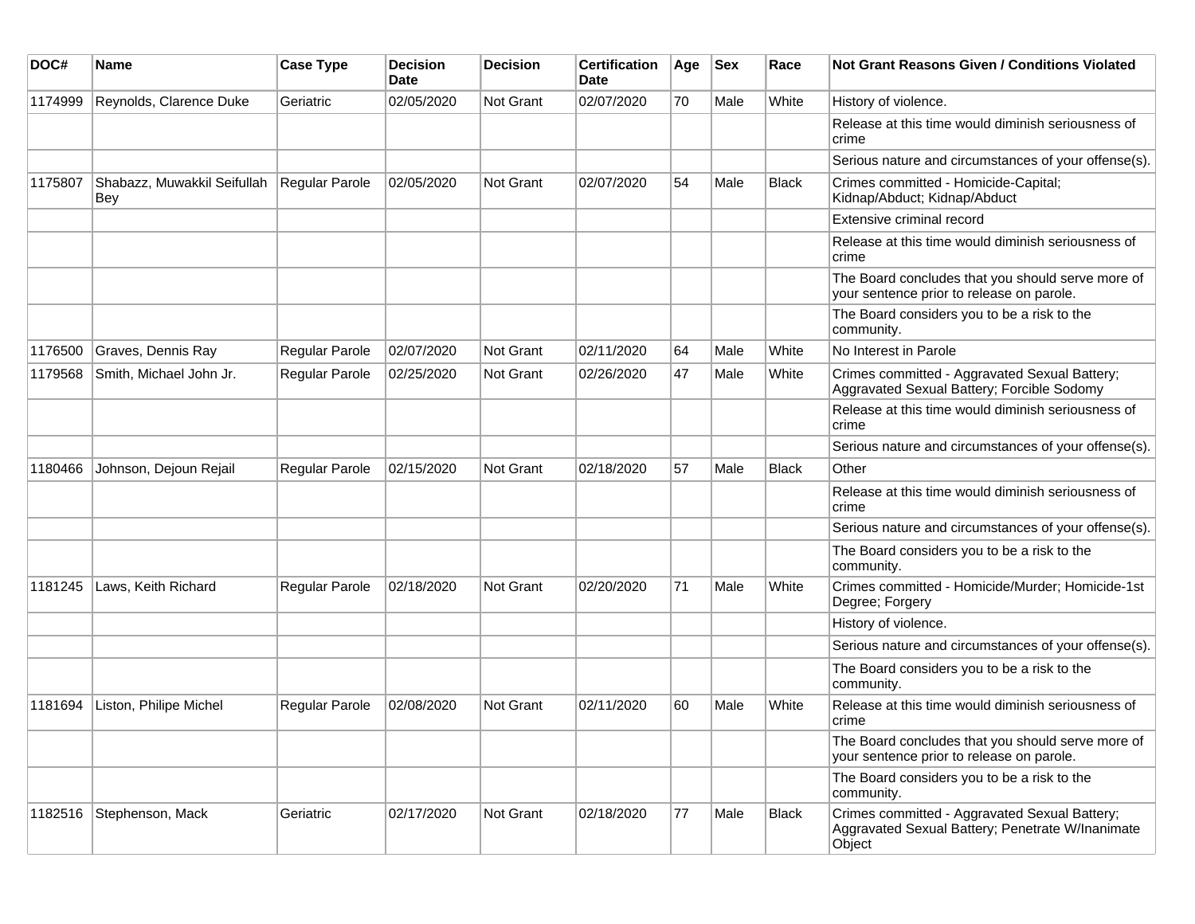| DOC# | Name | Case Type | Decision Date | Decision | Certification Date | Age | Sex | Race | Not Grant Reasons Given / Conditions Violated |
|---|---|---|---|---|---|---|---|---|---|
| 1174999 | Reynolds, Clarence Duke | Geriatric | 02/05/2020 | Not Grant | 02/07/2020 | 70 | Male | White | History of violence. |
| | | | | | | | | | Release at this time would diminish seriousness of crime |
| | | | | | | | | | Serious nature and circumstances of your offense(s). |
| 1175807 | Shabazz, Muwakkil Seifullah Bey | Regular Parole | 02/05/2020 | Not Grant | 02/07/2020 | 54 | Male | Black | Crimes committed - Homicide-Capital; Kidnap/Abduct; Kidnap/Abduct |
| | | | | | | | | | Extensive criminal record |
| | | | | | | | | | Release at this time would diminish seriousness of crime |
| | | | | | | | | | The Board concludes that you should serve more of your sentence prior to release on parole. |
| | | | | | | | | | The Board considers you to be a risk to the community. |
| 1176500 | Graves, Dennis Ray | Regular Parole | 02/07/2020 | Not Grant | 02/11/2020 | 64 | Male | White | No Interest in Parole |
| 1179568 | Smith, Michael John Jr. | Regular Parole | 02/25/2020 | Not Grant | 02/26/2020 | 47 | Male | White | Crimes committed - Aggravated Sexual Battery; Aggravated Sexual Battery; Forcible Sodomy |
| | | | | | | | | | Release at this time would diminish seriousness of crime |
| | | | | | | | | | Serious nature and circumstances of your offense(s). |
| 1180466 | Johnson, Dejoun Rejail | Regular Parole | 02/15/2020 | Not Grant | 02/18/2020 | 57 | Male | Black | Other |
| | | | | | | | | | Release at this time would diminish seriousness of crime |
| | | | | | | | | | Serious nature and circumstances of your offense(s). |
| | | | | | | | | | The Board considers you to be a risk to the community. |
| 1181245 | Laws, Keith Richard | Regular Parole | 02/18/2020 | Not Grant | 02/20/2020 | 71 | Male | White | Crimes committed - Homicide/Murder; Homicide-1st Degree; Forgery |
| | | | | | | | | | History of violence. |
| | | | | | | | | | Serious nature and circumstances of your offense(s). |
| | | | | | | | | | The Board considers you to be a risk to the community. |
| 1181694 | Liston, Philipe Michel | Regular Parole | 02/08/2020 | Not Grant | 02/11/2020 | 60 | Male | White | Release at this time would diminish seriousness of crime |
| | | | | | | | | | The Board concludes that you should serve more of your sentence prior to release on parole. |
| | | | | | | | | | The Board considers you to be a risk to the community. |
| 1182516 | Stephenson, Mack | Geriatric | 02/17/2020 | Not Grant | 02/18/2020 | 77 | Male | Black | Crimes committed - Aggravated Sexual Battery; Aggravated Sexual Battery; Penetrate W/Inanimate Object |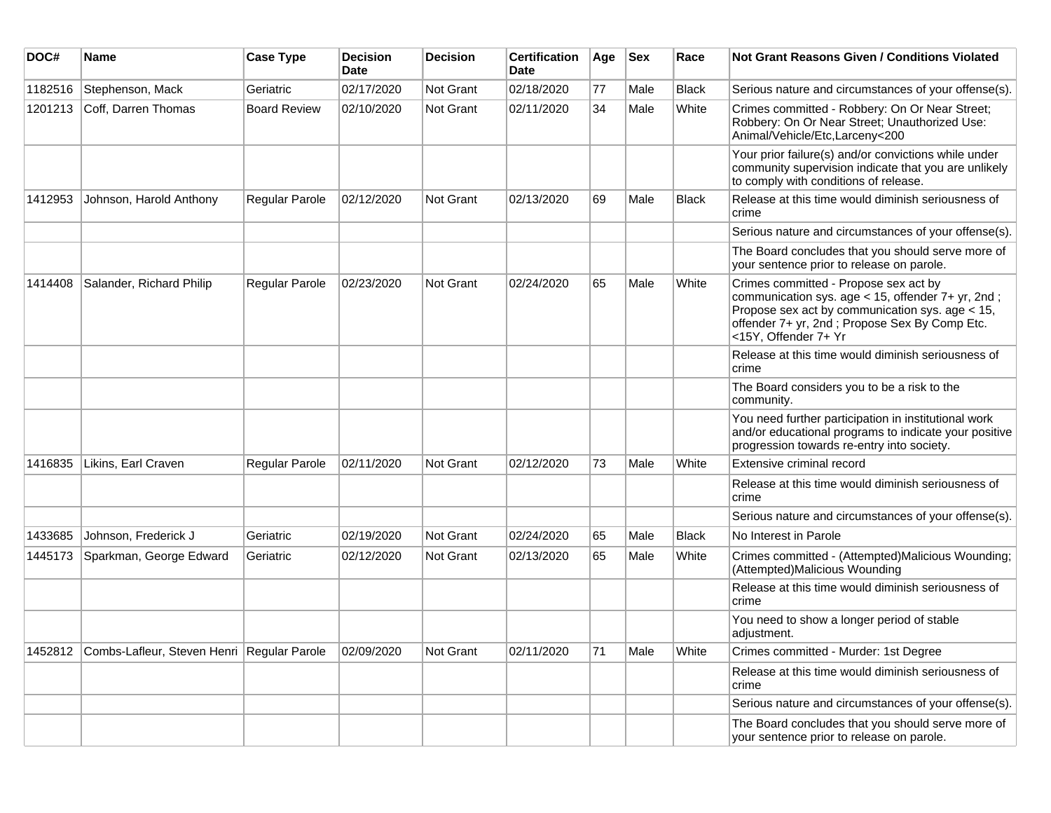| DOC# | Name | Case Type | Decision Date | Decision | Certification Date | Age | Sex | Race | Not Grant Reasons Given / Conditions Violated |
| --- | --- | --- | --- | --- | --- | --- | --- | --- | --- |
| 1182516 | Stephenson, Mack | Geriatric | 02/17/2020 | Not Grant | 02/18/2020 | 77 | Male | Black | Serious nature and circumstances of your offense(s). |
| 1201213 | Coff, Darren Thomas | Board Review | 02/10/2020 | Not Grant | 02/11/2020 | 34 | Male | White | Crimes committed - Robbery: On Or Near Street; Robbery: On Or Near Street; Unauthorized Use: Animal/Vehicle/Etc,Larceny<200 |
| | | | | | | | | | Your prior failure(s) and/or convictions while under community supervision indicate that you are unlikely to comply with conditions of release. |
| 1412953 | Johnson, Harold Anthony | Regular Parole | 02/12/2020 | Not Grant | 02/13/2020 | 69 | Male | Black | Release at this time would diminish seriousness of crime |
| | | | | | | | | | Serious nature and circumstances of your offense(s). |
| | | | | | | | | | The Board concludes that you should serve more of your sentence prior to release on parole. |
| 1414408 | Salander, Richard Philip | Regular Parole | 02/23/2020 | Not Grant | 02/24/2020 | 65 | Male | White | Crimes committed - Propose sex act by communication sys. age < 15, offender 7+ yr, 2nd ; Propose sex act by communication sys. age < 15, offender 7+ yr, 2nd ; Propose Sex By Comp Etc. <15Y, Offender 7+ Yr |
| | | | | | | | | | Release at this time would diminish seriousness of crime |
| | | | | | | | | | The Board considers you to be a risk to the community. |
| | | | | | | | | | You need further participation in institutional work and/or educational programs to indicate your positive progression towards re-entry into society. |
| 1416835 | Likins, Earl Craven | Regular Parole | 02/11/2020 | Not Grant | 02/12/2020 | 73 | Male | White | Extensive criminal record |
| | | | | | | | | | Release at this time would diminish seriousness of crime |
| | | | | | | | | | Serious nature and circumstances of your offense(s). |
| 1433685 | Johnson, Frederick J | Geriatric | 02/19/2020 | Not Grant | 02/24/2020 | 65 | Male | Black | No Interest in Parole |
| 1445173 | Sparkman, George Edward | Geriatric | 02/12/2020 | Not Grant | 02/13/2020 | 65 | Male | White | Crimes committed - (Attempted)Malicious Wounding; (Attempted)Malicious Wounding |
| | | | | | | | | | Release at this time would diminish seriousness of crime |
| | | | | | | | | | You need to show a longer period of stable adjustment. |
| 1452812 | Combs-Lafleur, Steven Henri | Regular Parole | 02/09/2020 | Not Grant | 02/11/2020 | 71 | Male | White | Crimes committed - Murder: 1st Degree |
| | | | | | | | | | Release at this time would diminish seriousness of crime |
| | | | | | | | | | Serious nature and circumstances of your offense(s). |
| | | | | | | | | | The Board concludes that you should serve more of your sentence prior to release on parole. |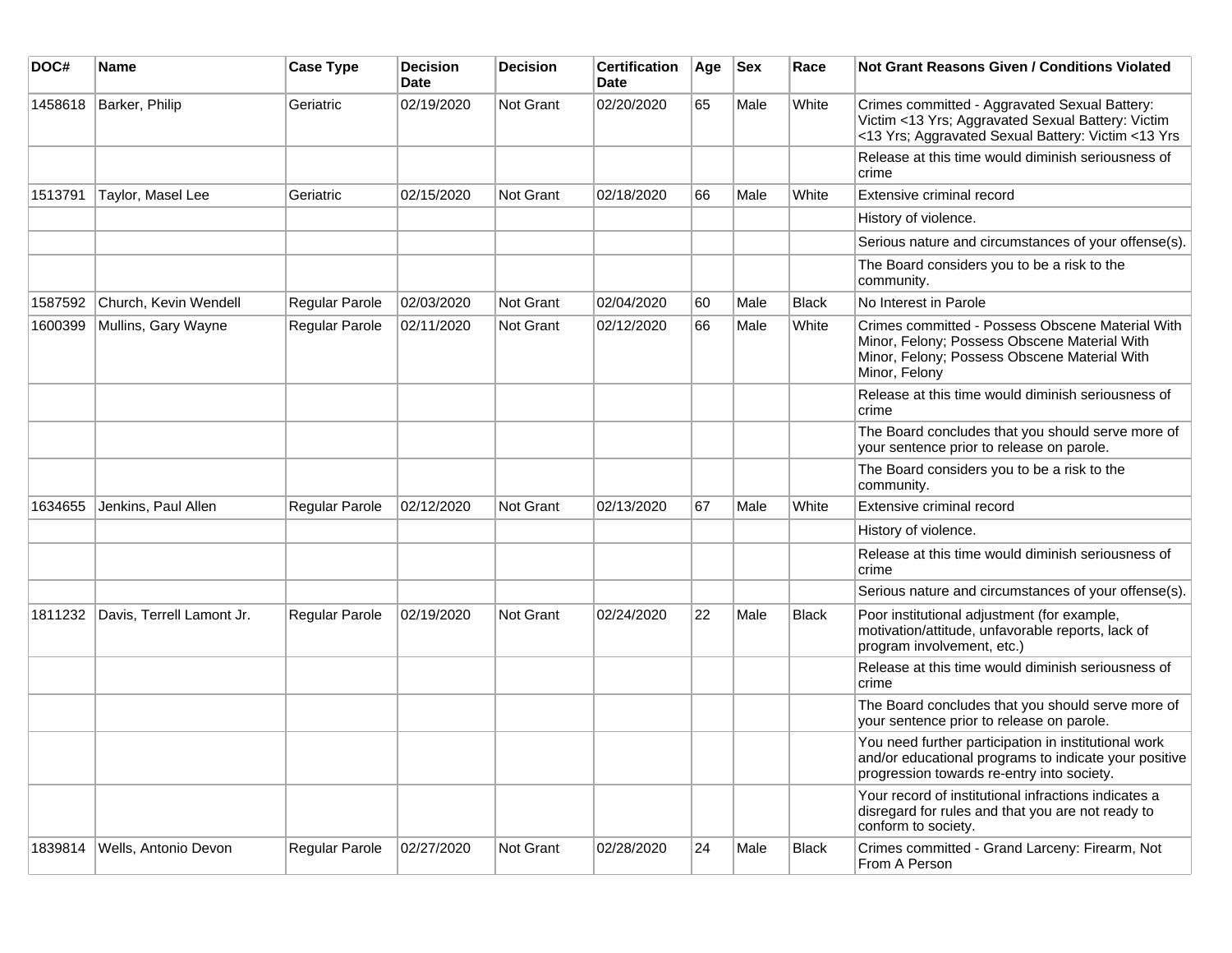| DOC# | Name | Case Type | Decision Date | Decision | Certification Date | Age | Sex | Race | Not Grant Reasons Given / Conditions Violated |
| --- | --- | --- | --- | --- | --- | --- | --- | --- | --- |
| 1458618 | Barker, Philip | Geriatric | 02/19/2020 | Not Grant | 02/20/2020 | 65 | Male | White | Crimes committed - Aggravated Sexual Battery: Victim <13 Yrs; Aggravated Sexual Battery: Victim <13 Yrs; Aggravated Sexual Battery: Victim <13 Yrs |
| | | | | | | | | | Release at this time would diminish seriousness of crime |
| 1513791 | Taylor, Masel Lee | Geriatric | 02/15/2020 | Not Grant | 02/18/2020 | 66 | Male | White | Extensive criminal record |
| | | | | | | | | | History of violence. |
| | | | | | | | | | Serious nature and circumstances of your offense(s). |
| | | | | | | | | | The Board considers you to be a risk to the community. |
| 1587592 | Church, Kevin Wendell | Regular Parole | 02/03/2020 | Not Grant | 02/04/2020 | 60 | Male | Black | No Interest in Parole |
| 1600399 | Mullins, Gary Wayne | Regular Parole | 02/11/2020 | Not Grant | 02/12/2020 | 66 | Male | White | Crimes committed - Possess Obscene Material With Minor, Felony; Possess Obscene Material With Minor, Felony; Possess Obscene Material With Minor, Felony |
| | | | | | | | | | Release at this time would diminish seriousness of crime |
| | | | | | | | | | The Board concludes that you should serve more of your sentence prior to release on parole. |
| | | | | | | | | | The Board considers you to be a risk to the community. |
| 1634655 | Jenkins, Paul Allen | Regular Parole | 02/12/2020 | Not Grant | 02/13/2020 | 67 | Male | White | Extensive criminal record |
| | | | | | | | | | History of violence. |
| | | | | | | | | | Release at this time would diminish seriousness of crime |
| | | | | | | | | | Serious nature and circumstances of your offense(s). |
| 1811232 | Davis, Terrell Lamont Jr. | Regular Parole | 02/19/2020 | Not Grant | 02/24/2020 | 22 | Male | Black | Poor institutional adjustment (for example, motivation/attitude, unfavorable reports, lack of program involvement, etc.) |
| | | | | | | | | | Release at this time would diminish seriousness of crime |
| | | | | | | | | | The Board concludes that you should serve more of your sentence prior to release on parole. |
| | | | | | | | | | You need further participation in institutional work and/or educational programs to indicate your positive progression towards re-entry into society. |
| | | | | | | | | | Your record of institutional infractions indicates a disregard for rules and that you are not ready to conform to society. |
| 1839814 | Wells, Antonio Devon | Regular Parole | 02/27/2020 | Not Grant | 02/28/2020 | 24 | Male | Black | Crimes committed - Grand Larceny: Firearm, Not From A Person |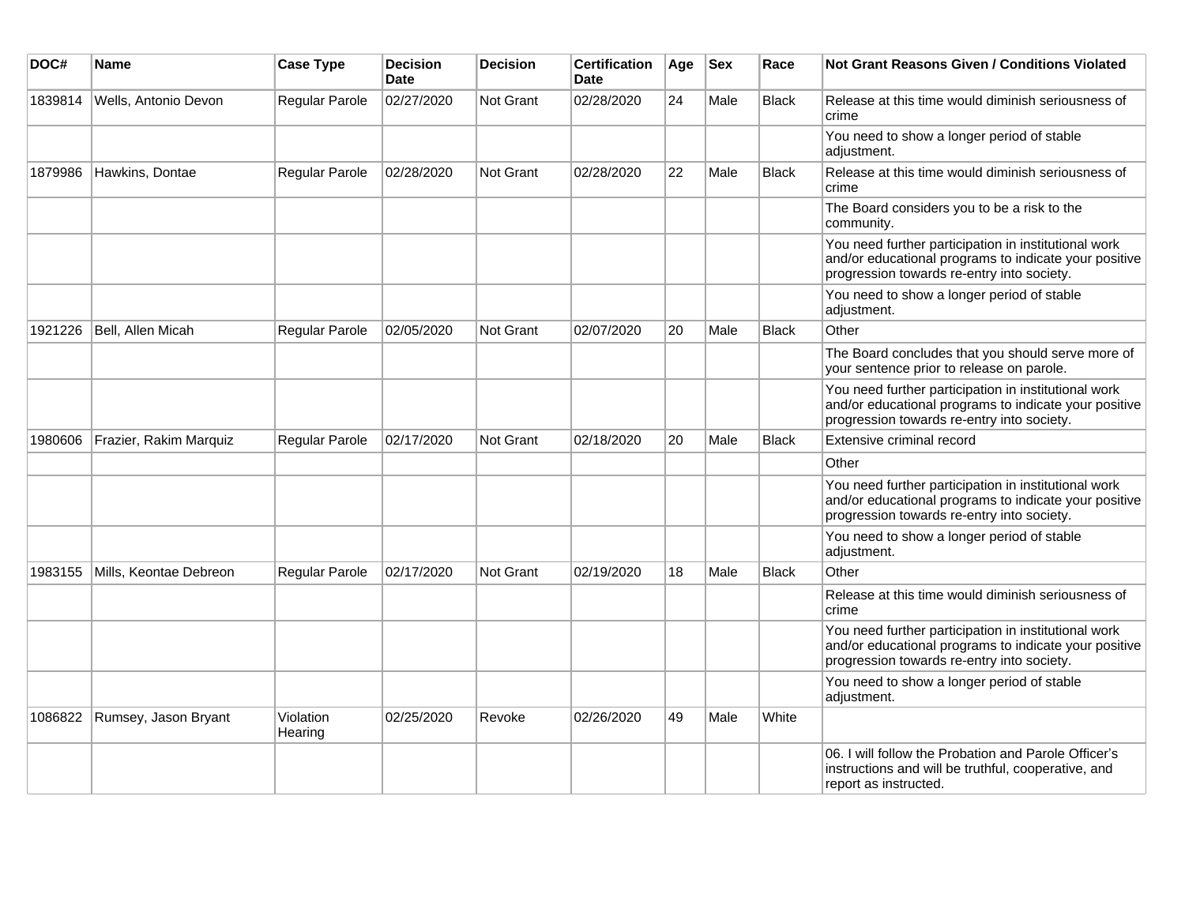| DOC# | Name | Case Type | Decision Date | Decision | Certification Date | Age | Sex | Race | Not Grant Reasons Given / Conditions Violated |
|---|---|---|---|---|---|---|---|---|---|
| 1839814 | Wells, Antonio Devon | Regular Parole | 02/27/2020 | Not Grant | 02/28/2020 | 24 | Male | Black | Release at this time would diminish seriousness of crime |
| | | | | | | | | | You need to show a longer period of stable adjustment. |
| 1879986 | Hawkins, Dontae | Regular Parole | 02/28/2020 | Not Grant | 02/28/2020 | 22 | Male | Black | Release at this time would diminish seriousness of crime |
| | | | | | | | | | The Board considers you to be a risk to the community. |
| | | | | | | | | | You need further participation in institutional work and/or educational programs to indicate your positive progression towards re-entry into society. |
| | | | | | | | | | You need to show a longer period of stable adjustment. |
| 1921226 | Bell, Allen Micah | Regular Parole | 02/05/2020 | Not Grant | 02/07/2020 | 20 | Male | Black | Other |
| | | | | | | | | | The Board concludes that you should serve more of your sentence prior to release on parole. |
| | | | | | | | | | You need further participation in institutional work and/or educational programs to indicate your positive progression towards re-entry into society. |
| 1980606 | Frazier, Rakim Marquiz | Regular Parole | 02/17/2020 | Not Grant | 02/18/2020 | 20 | Male | Black | Extensive criminal record |
| | | | | | | | | | Other |
| | | | | | | | | | You need further participation in institutional work and/or educational programs to indicate your positive progression towards re-entry into society. |
| | | | | | | | | | You need to show a longer period of stable adjustment. |
| 1983155 | Mills, Keontae Debreon | Regular Parole | 02/17/2020 | Not Grant | 02/19/2020 | 18 | Male | Black | Other |
| | | | | | | | | | Release at this time would diminish seriousness of crime |
| | | | | | | | | | You need further participation in institutional work and/or educational programs to indicate your positive progression towards re-entry into society. |
| | | | | | | | | | You need to show a longer period of stable adjustment. |
| 1086822 | Rumsey, Jason Bryant | Violation Hearing | 02/25/2020 | Revoke | 02/26/2020 | 49 | Male | White | |
| | | | | | | | | | 06. I will follow the Probation and Parole Officer's instructions and will be truthful, cooperative, and report as instructed. |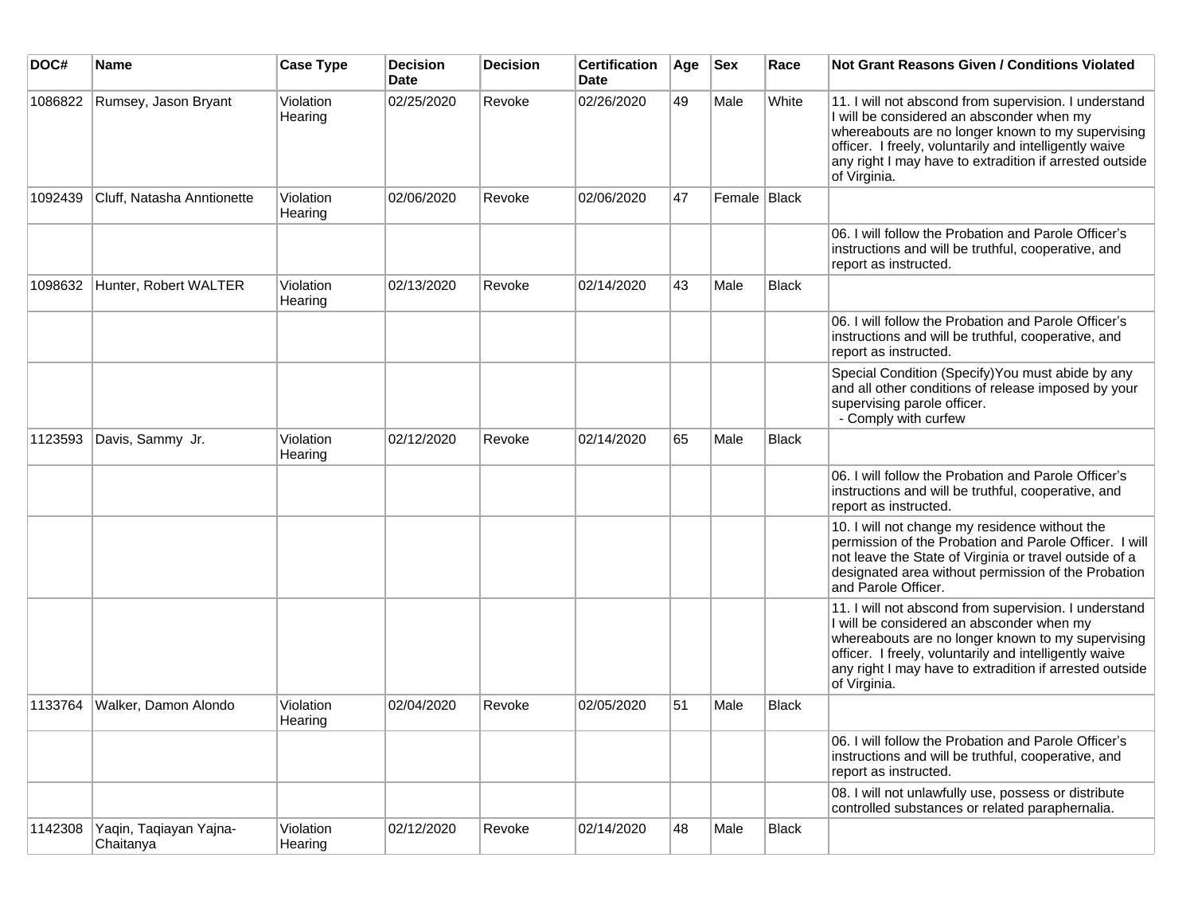| DOC# | Name | Case Type | Decision Date | Decision | Certification Date | Age | Sex | Race | Not Grant Reasons Given / Conditions Violated |
|---|---|---|---|---|---|---|---|---|---|
| 1086822 | Rumsey, Jason Bryant | Violation Hearing | 02/25/2020 | Revoke | 02/26/2020 | 49 | Male | White | 11. I will not abscond from supervision. I understand I will be considered an absconder when my whereabouts are no longer known to my supervising officer. I freely, voluntarily and intelligently waive any right I may have to extradition if arrested outside of Virginia. |
| 1092439 | Cliff, Natasha Anntionette | Violation Hearing | 02/06/2020 | Revoke | 02/06/2020 | 47 | Female | Black | |
| | | | | | | | | | 06. I will follow the Probation and Parole Officer's instructions and will be truthful, cooperative, and report as instructed. |
| 1098632 | Hunter, Robert WALTER | Violation Hearing | 02/13/2020 | Revoke | 02/14/2020 | 43 | Male | Black | |
| | | | | | | | | | 06. I will follow the Probation and Parole Officer's instructions and will be truthful, cooperative, and report as instructed. |
| | | | | | | | | | Special Condition (Specify)You must abide by any and all other conditions of release imposed by your supervising parole officer. - Comply with curfew |
| 1123593 | Davis, Sammy Jr. | Violation Hearing | 02/12/2020 | Revoke | 02/14/2020 | 65 | Male | Black | |
| | | | | | | | | | 06. I will follow the Probation and Parole Officer's instructions and will be truthful, cooperative, and report as instructed. |
| | | | | | | | | | 10. I will not change my residence without the permission of the Probation and Parole Officer. I will not leave the State of Virginia or travel outside of a designated area without permission of the Probation and Parole Officer. |
| | | | | | | | | | 11. I will not abscond from supervision. I understand I will be considered an absconder when my whereabouts are no longer known to my supervising officer. I freely, voluntarily and intelligently waive any right I may have to extradition if arrested outside of Virginia. |
| 1133764 | Walker, Damon Alondo | Violation Hearing | 02/04/2020 | Revoke | 02/05/2020 | 51 | Male | Black | |
| | | | | | | | | | 06. I will follow the Probation and Parole Officer's instructions and will be truthful, cooperative, and report as instructed. |
| | | | | | | | | | 08. I will not unlawfully use, possess or distribute controlled substances or related paraphernalia. |
| 1142308 | Yaqin, Taqiayan Yajna-Chaitanya | Violation Hearing | 02/12/2020 | Revoke | 02/14/2020 | 48 | Male | Black | |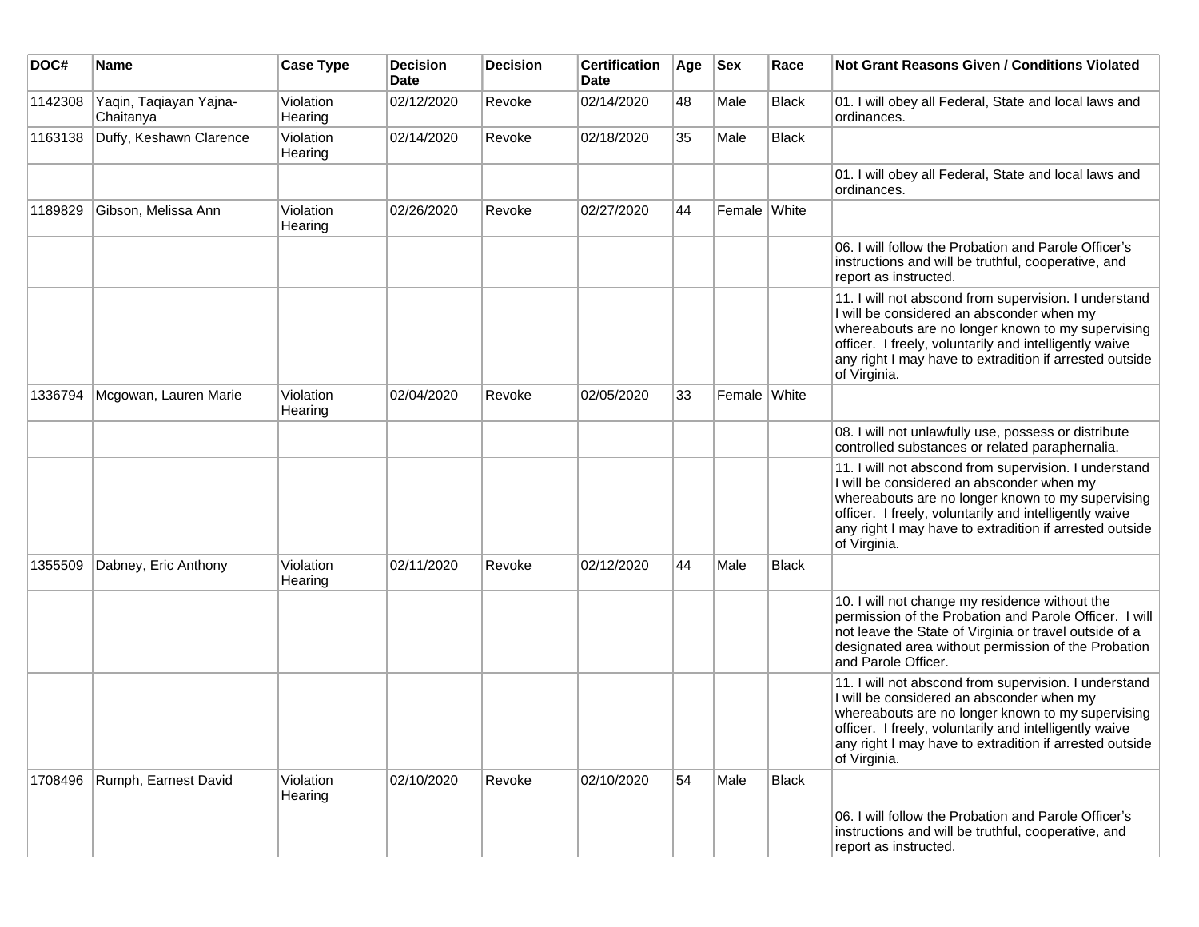| DOC# | Name | Case Type | Decision Date | Decision | Certification Date | Age | Sex | Race | Not Grant Reasons Given / Conditions Violated |
|---|---|---|---|---|---|---|---|---|---|
| 1142308 | Yaqin, Taqiayan Yajna-Chaitanya | Violation Hearing | 02/12/2020 | Revoke | 02/14/2020 | 48 | Male | Black | 01. I will obey all Federal, State and local laws and ordinances. |
| 1163138 | Duffy, Keshawn Clarence | Violation Hearing | 02/14/2020 | Revoke | 02/18/2020 | 35 | Male | Black | |
| | | | | | | | | | 01. I will obey all Federal, State and local laws and ordinances. |
| 1189829 | Gibson, Melissa Ann | Violation Hearing | 02/26/2020 | Revoke | 02/27/2020 | 44 | Female | White | |
| | | | | | | | | | 06. I will follow the Probation and Parole Officer's instructions and will be truthful, cooperative, and report as instructed. |
| | | | | | | | | | 11. I will not abscond from supervision. I understand I will be considered an absconder when my whereabouts are no longer known to my supervising officer. I freely, voluntarily and intelligently waive any right I may have to extradition if arrested outside of Virginia. |
| 1336794 | Mcgowan, Lauren Marie | Violation Hearing | 02/04/2020 | Revoke | 02/05/2020 | 33 | Female | White | |
| | | | | | | | | | 08. I will not unlawfully use, possess or distribute controlled substances or related paraphernalia. |
| | | | | | | | | | 11. I will not abscond from supervision. I understand I will be considered an absconder when my whereabouts are no longer known to my supervising officer. I freely, voluntarily and intelligently waive any right I may have to extradition if arrested outside of Virginia. |
| 1355509 | Dabney, Eric Anthony | Violation Hearing | 02/11/2020 | Revoke | 02/12/2020 | 44 | Male | Black | |
| | | | | | | | | | 10. I will not change my residence without the permission of the Probation and Parole Officer. I will not leave the State of Virginia or travel outside of a designated area without permission of the Probation and Parole Officer. |
| | | | | | | | | | 11. I will not abscond from supervision. I understand I will be considered an absconder when my whereabouts are no longer known to my supervising officer. I freely, voluntarily and intelligently waive any right I may have to extradition if arrested outside of Virginia. |
| 1708496 | Rumph, Earnest David | Violation Hearing | 02/10/2020 | Revoke | 02/10/2020 | 54 | Male | Black | |
| | | | | | | | | | 06. I will follow the Probation and Parole Officer's instructions and will be truthful, cooperative, and report as instructed. |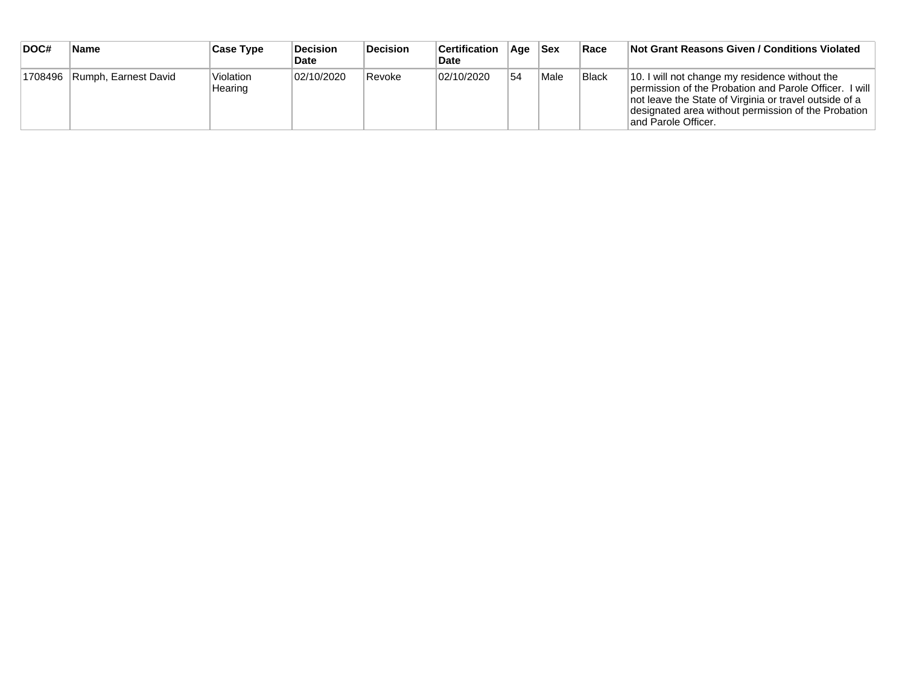| DOC# | Name | Case Type | Decision Date | Decision | Certification Date | Age | Sex | Race | Not Grant Reasons Given / Conditions Violated |
|---|---|---|---|---|---|---|---|---|---|
| 1708496 | Rumph, Earnest David | Violation Hearing | 02/10/2020 | Revoke | 02/10/2020 | 54 | Male | Black | 10. I will not change my residence without the permission of the Probation and Parole Officer. I will not leave the State of Virginia or travel outside of a designated area without permission of the Probation and Parole Officer. |